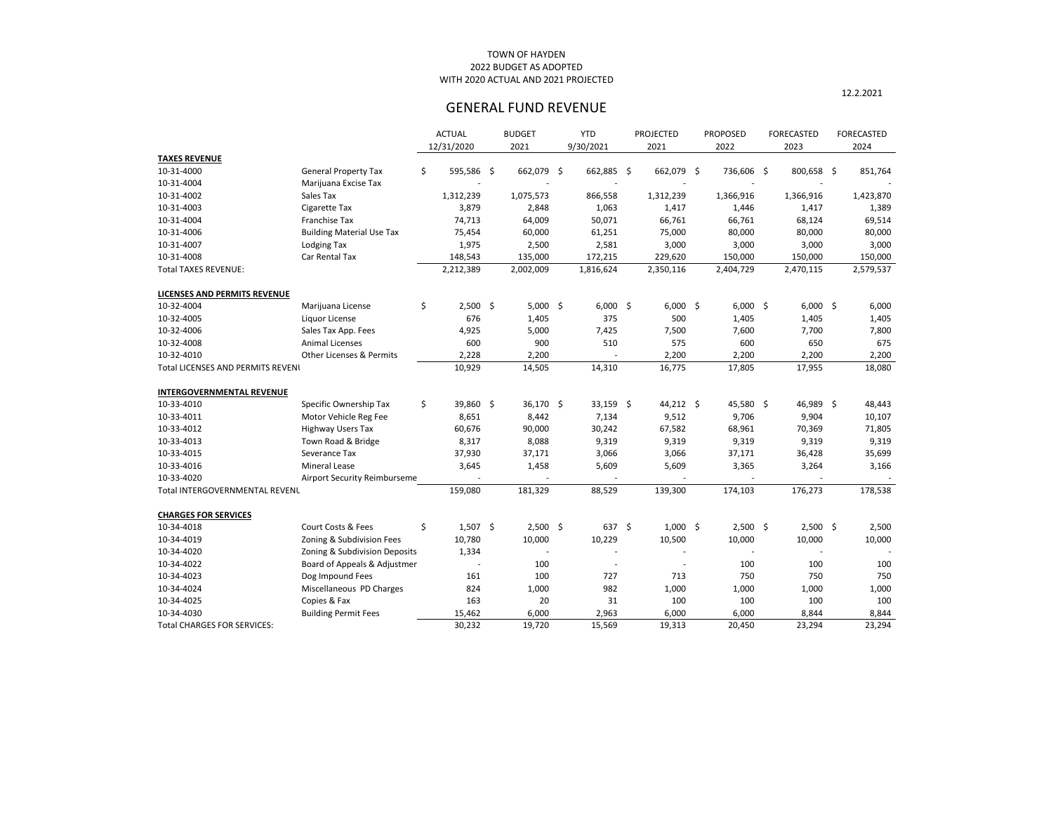TOWN OF HAYDEN
2022 BUDGET AS ADOPTED
WITH 2020 ACTUAL AND 2021 PROJECTED

12.2.2021

## GENERAL FUND REVENUE

| | | ACTUAL 12/31/2020 | BUDGET 2021 | YTD 9/30/2021 | PROJECTED 2021 | PROPOSED 2022 | FORECASTED 2023 | FORECASTED 2024 |
|---|---|---|---|---|---|---|---|---|
| **TAXES REVENUE** | | | | | | | | |
| 10-31-4000 | General Property Tax | $ 595,586 | $ 662,079 | $ 662,885 | $ 662,079 | $ 736,606 | $ 800,658 | $ 851,764 |
| 10-31-4004 | Marijuana Excise Tax | - | - | - | - | - | - | - |
| 10-31-4002 | Sales Tax | 1,312,239 | 1,075,573 | 866,558 | 1,312,239 | 1,366,916 | 1,366,916 | 1,423,870 |
| 10-31-4003 | Cigarette Tax | 3,879 | 2,848 | 1,063 | 1,417 | 1,446 | 1,417 | 1,389 |
| 10-31-4004 | Franchise Tax | 74,713 | 64,009 | 50,071 | 66,761 | 66,761 | 68,124 | 69,514 |
| 10-31-4006 | Building Material Use Tax | 75,454 | 60,000 | 61,251 | 75,000 | 80,000 | 80,000 | 80,000 |
| 10-31-4007 | Lodging Tax | 1,975 | 2,500 | 2,581 | 3,000 | 3,000 | 3,000 | 3,000 |
| 10-31-4008 | Car Rental Tax | 148,543 | 135,000 | 172,215 | 229,620 | 150,000 | 150,000 | 150,000 |
| Total TAXES REVENUE: | | 2,212,389 | 2,002,009 | 1,816,624 | 2,350,116 | 2,404,729 | 2,470,115 | 2,579,537 |
| **LICENSES AND PERMITS REVENUE** | | | | | | | | |
| 10-32-4004 | Marijuana License | $ 2,500 | $ 5,000 | $ 6,000 | $ 6,000 | $ 6,000 | $ 6,000 | $ 6,000 |
| 10-32-4005 | Liquor License | 676 | 1,405 | 375 | 500 | 1,405 | 1,405 | 1,405 |
| 10-32-4006 | Sales Tax App. Fees | 4,925 | 5,000 | 7,425 | 7,500 | 7,600 | 7,700 | 7,800 |
| 10-32-4008 | Animal Licenses | 600 | 900 | 510 | 575 | 600 | 650 | 675 |
| 10-32-4010 | Other Licenses & Permits | 2,228 | 2,200 | - | 2,200 | 2,200 | 2,200 | 2,200 |
| Total LICENSES AND PERMITS REVENU | | 10,929 | 14,505 | 14,310 | 16,775 | 17,805 | 17,955 | 18,080 |
| **INTERGOVERNMENTAL REVENUE** | | | | | | | | |
| 10-33-4010 | Specific Ownership Tax | $ 39,860 | $ 36,170 | $ 33,159 | $ 44,212 | $ 45,580 | $ 46,989 | $ 48,443 |
| 10-33-4011 | Motor Vehicle Reg Fee | 8,651 | 8,442 | 7,134 | 9,512 | 9,706 | 9,904 | 10,107 |
| 10-33-4012 | Highway Users Tax | 60,676 | 90,000 | 30,242 | 67,582 | 68,961 | 70,369 | 71,805 |
| 10-33-4013 | Town Road & Bridge | 8,317 | 8,088 | 9,319 | 9,319 | 9,319 | 9,319 | 9,319 |
| 10-33-4015 | Severance Tax | 37,930 | 37,171 | 3,066 | 3,066 | 37,171 | 36,428 | 35,699 |
| 10-33-4016 | Mineral Lease | 3,645 | 1,458 | 5,609 | 5,609 | 3,365 | 3,264 | 3,166 |
| 10-33-4020 | Airport Security Reimburseme | - | - | - | - | - | - | - |
| Total INTERGOVERNMENTAL REVENU | | 159,080 | 181,329 | 88,529 | 139,300 | 174,103 | 176,273 | 178,538 |
| **CHARGES FOR SERVICES** | | | | | | | | |
| 10-34-4018 | Court Costs & Fees | $ 1,507 | $ 2,500 | $ 637 | $ 1,000 | $ 2,500 | $ 2,500 | $ 2,500 |
| 10-34-4019 | Zoning & Subdivision Fees | 10,780 | 10,000 | 10,229 | 10,500 | 10,000 | 10,000 | 10,000 |
| 10-34-4020 | Zoning & Subdivision Deposits | 1,334 | - | - | - | - | - | - |
| 10-34-4022 | Board of Appeals & Adjustmer | - | 100 | - | - | 100 | 100 | 100 |
| 10-34-4023 | Dog Impound Fees | 161 | 100 | 727 | 713 | 750 | 750 | 750 |
| 10-34-4024 | Miscellaneous PD Charges | 824 | 1,000 | 982 | 1,000 | 1,000 | 1,000 | 1,000 |
| 10-34-4025 | Copies & Fax | 163 | 20 | 31 | 100 | 100 | 100 | 100 |
| 10-34-4030 | Building Permit Fees | 15,462 | 6,000 | 2,963 | 6,000 | 6,000 | 8,844 | 8,844 |
| Total CHARGES FOR SERVICES: | | 30,232 | 19,720 | 15,569 | 19,313 | 20,450 | 23,294 | 23,294 |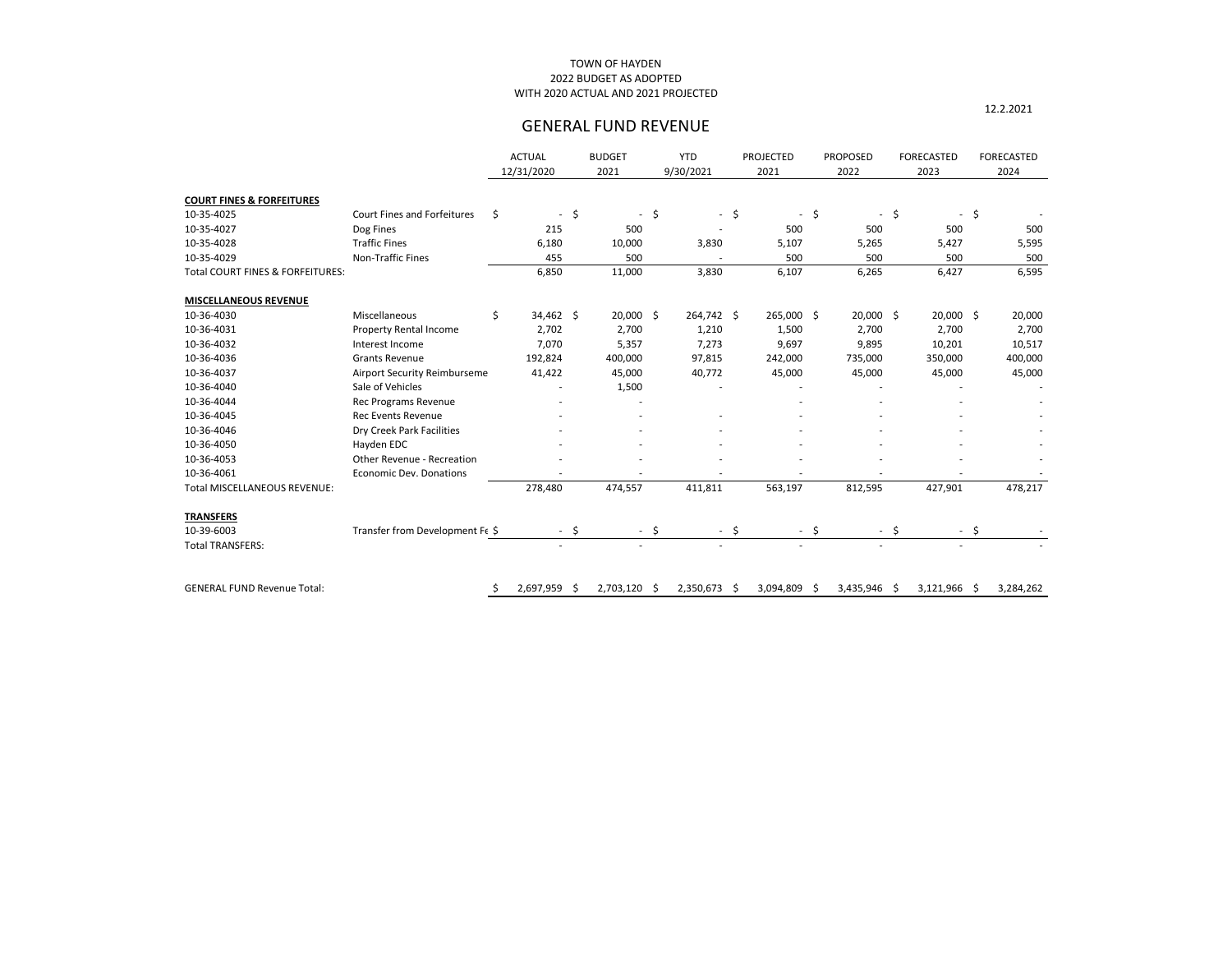TOWN OF HAYDEN
2022 BUDGET AS ADOPTED
WITH 2020 ACTUAL AND 2021 PROJECTED

12.2.2021

## GENERAL FUND REVENUE

| | | ACTUAL 12/31/2020 | BUDGET 2021 | YTD 9/30/2021 | PROJECTED 2021 | PROPOSED 2022 | FORECASTED 2023 | FORECASTED 2024 |
|---|---|---|---|---|---|---|---|---|
| **COURT FINES & FORFEITURES** | | | | | | | | |
| 10-35-4025 | Court Fines and Forfeitures | $ - | $ - | $ - | $ - | $ - | $ - | $ - |
| 10-35-4027 | Dog Fines | 215 | 500 | - | 500 | 500 | 500 | 500 |
| 10-35-4028 | Traffic Fines | 6,180 | 10,000 | 3,830 | 5,107 | 5,265 | 5,427 | 5,595 |
| 10-35-4029 | Non-Traffic Fines | 455 | 500 | - | 500 | 500 | 500 | 500 |
| Total COURT FINES & FORFEITURES: | | 6,850 | 11,000 | 3,830 | 6,107 | 6,265 | 6,427 | 6,595 |
| **MISCELLANEOUS REVENUE** | | | | | | | | |
| 10-36-4030 | Miscellaneous | $ 34,462 | $ 20,000 | $ 264,742 | $ 265,000 | $ 20,000 | $ 20,000 | $ 20,000 |
| 10-36-4031 | Property Rental Income | 2,702 | 2,700 | 1,210 | 1,500 | 2,700 | 2,700 | 2,700 |
| 10-36-4032 | Interest Income | 7,070 | 5,357 | 7,273 | 9,697 | 9,895 | 10,201 | 10,517 |
| 10-36-4036 | Grants Revenue | 192,824 | 400,000 | 97,815 | 242,000 | 735,000 | 350,000 | 400,000 |
| 10-36-4037 | Airport Security Reimburseme | 41,422 | 45,000 | 40,772 | 45,000 | 45,000 | 45,000 | 45,000 |
| 10-36-4040 | Sale of Vehicles | - | 1,500 | - | - | - | - | - |
| 10-36-4044 | Rec Programs Revenue | - | - | | - | - | - | - |
| 10-36-4045 | Rec Events Revenue | - | - | - | - | - | - | - |
| 10-36-4046 | Dry Creek Park Facilities | - | - | - | - | - | - | - |
| 10-36-4050 | Hayden EDC | - | - | - | - | - | - | - |
| 10-36-4053 | Other Revenue - Recreation | - | - | - | - | - | - | - |
| 10-36-4061 | Economic Dev. Donations | - | - | - | - | - | - | - |
| Total MISCELLANEOUS REVENUE: | | 278,480 | 474,557 | 411,811 | 563,197 | 812,595 | 427,901 | 478,217 |
| **TRANSFERS** | | | | | | | | |
| 10-39-6003 | Transfer from Development Fe | $ - | $ - | $ - | $ - | $ - | $ - | $ - |
| Total TRANSFERS: | | - | - | - | - | - | - | - |
| GENERAL FUND Revenue Total: | | $ 2,697,959 | $ 2,703,120 | $ 2,350,673 | $ 3,094,809 | $ 3,435,946 | $ 3,121,966 | $ 3,284,262 |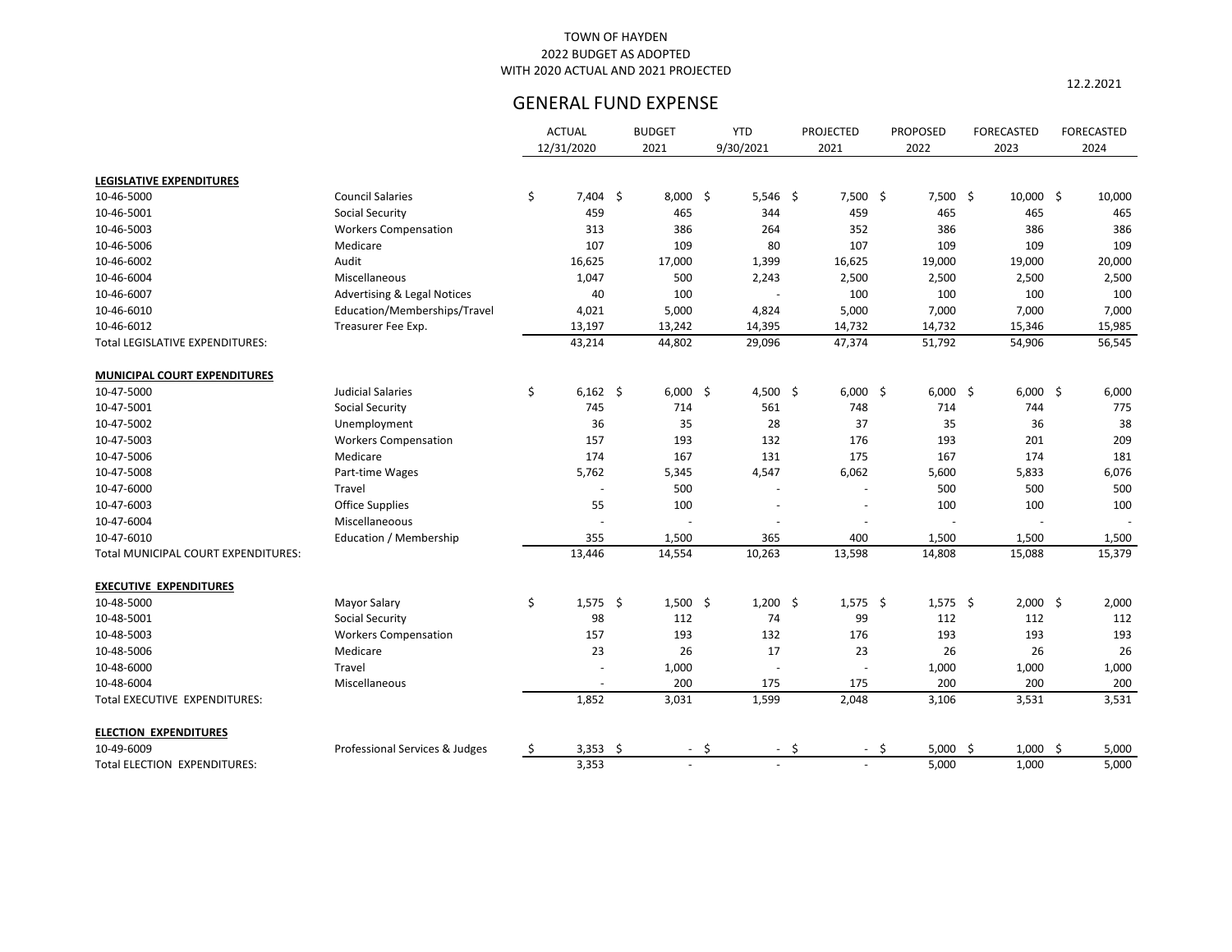TOWN OF HAYDEN
2022 BUDGET AS ADOPTED
WITH 2020 ACTUAL AND 2021 PROJECTED

12.2.2021

# GENERAL FUND EXPENSE

| | | ACTUAL 12/31/2020 | BUDGET 2021 | YTD 9/30/2021 | PROJECTED 2021 | PROPOSED 2022 | FORECASTED 2023 | FORECASTED 2024 |
|---|---|---|---|---|---|---|---|---|
| **LEGISLATIVE EXPENDITURES** | | | | | | | | |
| 10-46-5000 | Council Salaries | $ 7,404 | $ 8,000 | $ 5,546 | $ 7,500 | $ 7,500 | $ 10,000 | $ 10,000 |
| 10-46-5001 | Social Security | 459 | 465 | 344 | 459 | 465 | 465 | 465 |
| 10-46-5003 | Workers Compensation | 313 | 386 | 264 | 352 | 386 | 386 | 386 |
| 10-46-5006 | Medicare | 107 | 109 | 80 | 107 | 109 | 109 | 109 |
| 10-46-6002 | Audit | 16,625 | 17,000 | 1,399 | 16,625 | 19,000 | 19,000 | 20,000 |
| 10-46-6004 | Miscellaneous | 1,047 | 500 | 2,243 | 2,500 | 2,500 | 2,500 | 2,500 |
| 10-46-6007 | Advertising & Legal Notices | 40 | 100 | - | 100 | 100 | 100 | 100 |
| 10-46-6010 | Education/Memberships/Travel | 4,021 | 5,000 | 4,824 | 5,000 | 7,000 | 7,000 | 7,000 |
| 10-46-6012 | Treasurer Fee Exp. | 13,197 | 13,242 | 14,395 | 14,732 | 14,732 | 15,346 | 15,985 |
| Total LEGISLATIVE EXPENDITURES: | | 43,214 | 44,802 | 29,096 | 47,374 | 51,792 | 54,906 | 56,545 |
| **MUNICIPAL COURT EXPENDITURES** | | | | | | | | |
| 10-47-5000 | Judicial Salaries | $ 6,162 | $ 6,000 | $ 4,500 | $ 6,000 | $ 6,000 | $ 6,000 | $ 6,000 |
| 10-47-5001 | Social Security | 745 | 714 | 561 | 748 | 714 | 744 | 775 |
| 10-47-5002 | Unemployment | 36 | 35 | 28 | 37 | 35 | 36 | 38 |
| 10-47-5003 | Workers Compensation | 157 | 193 | 132 | 176 | 193 | 201 | 209 |
| 10-47-5006 | Medicare | 174 | 167 | 131 | 175 | 167 | 174 | 181 |
| 10-47-5008 | Part-time Wages | 5,762 | 5,345 | 4,547 | 6,062 | 5,600 | 5,833 | 6,076 |
| 10-47-6000 | Travel | - | 500 | - | - | 500 | 500 | 500 |
| 10-47-6003 | Office Supplies | 55 | 100 | - | - | 100 | 100 | 100 |
| 10-47-6004 | Miscellaneoous | - | - | - | - | - | - | - |
| 10-47-6010 | Education / Membership | 355 | 1,500 | 365 | 400 | 1,500 | 1,500 | 1,500 |
| Total MUNICIPAL COURT EXPENDITURES: | | 13,446 | 14,554 | 10,263 | 13,598 | 14,808 | 15,088 | 15,379 |
| **EXECUTIVE EXPENDITURES** | | | | | | | | |
| 10-48-5000 | Mayor Salary | $ 1,575 | $ 1,500 | $ 1,200 | $ 1,575 | $ 1,575 | $ 2,000 | $ 2,000 |
| 10-48-5001 | Social Security | 98 | 112 | 74 | 99 | 112 | 112 | 112 |
| 10-48-5003 | Workers Compensation | 157 | 193 | 132 | 176 | 193 | 193 | 193 |
| 10-48-5006 | Medicare | 23 | 26 | 17 | 23 | 26 | 26 | 26 |
| 10-48-6000 | Travel | - | 1,000 | - | - | 1,000 | 1,000 | 1,000 |
| 10-48-6004 | Miscellaneous | - | 200 | 175 | 175 | 200 | 200 | 200 |
| Total EXECUTIVE EXPENDITURES: | | 1,852 | 3,031 | 1,599 | 2,048 | 3,106 | 3,531 | 3,531 |
| **ELECTION EXPENDITURES** | | | | | | | | |
| 10-49-6009 | Professional Services & Judges | $ 3,353 | $ - | $ - | $ - | $ 5,000 | $ 1,000 | $ 5,000 |
| Total ELECTION EXPENDITURES: | | 3,353 | - | - | - | 5,000 | 1,000 | 5,000 |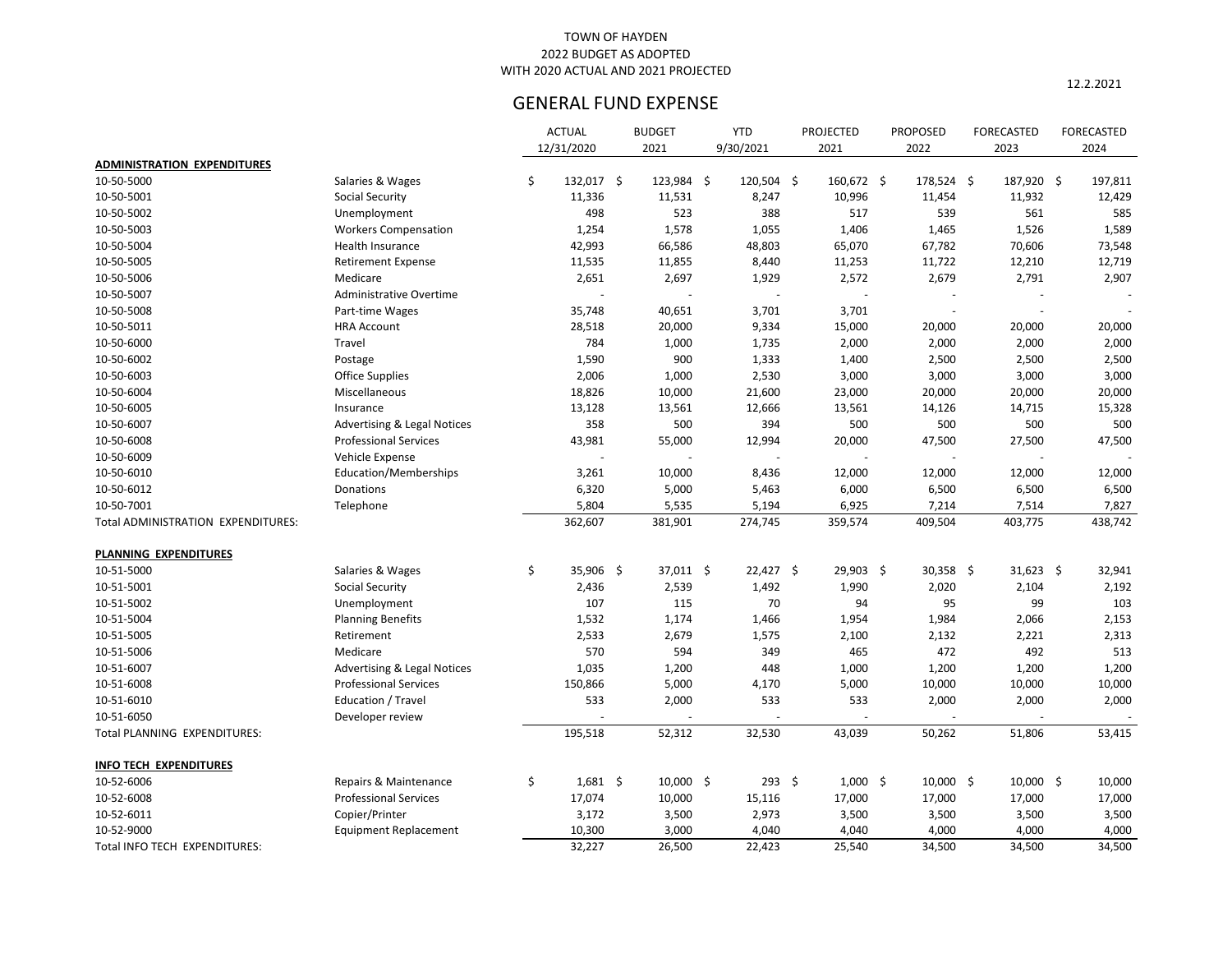TOWN OF HAYDEN
2022 BUDGET AS ADOPTED
WITH 2020 ACTUAL AND 2021 PROJECTED

12.2.2021

## GENERAL FUND EXPENSE

| | | ACTUAL 12/31/2020 | BUDGET 2021 | YTD 9/30/2021 | PROJECTED 2021 | PROPOSED 2022 | FORECASTED 2023 | FORECASTED 2024 |
|---|---|---|---|---|---|---|---|---|
| **ADMINISTRATION EXPENDITURES** | | | | | | | | |
| 10-50-5000 | Salaries & Wages | $ 132,017 | $ 123,984 | $ 120,504 | $ 160,672 | $ 178,524 | $ 187,920 | $ 197,811 |
| 10-50-5001 | Social Security | 11,336 | 11,531 | 8,247 | 10,996 | 11,454 | 11,932 | 12,429 |
| 10-50-5002 | Unemployment | 498 | 523 | 388 | 517 | 539 | 561 | 585 |
| 10-50-5003 | Workers Compensation | 1,254 | 1,578 | 1,055 | 1,406 | 1,465 | 1,526 | 1,589 |
| 10-50-5004 | Health Insurance | 42,993 | 66,586 | 48,803 | 65,070 | 67,782 | 70,606 | 73,548 |
| 10-50-5005 | Retirement Expense | 11,535 | 11,855 | 8,440 | 11,253 | 11,722 | 12,210 | 12,719 |
| 10-50-5006 | Medicare | 2,651 | 2,697 | 1,929 | 2,572 | 2,679 | 2,791 | 2,907 |
| 10-50-5007 | Administrative Overtime | - | - | - | - | - | - | - |
| 10-50-5008 | Part-time Wages | 35,748 | 40,651 | 3,701 | 3,701 | - | - | - |
| 10-50-5011 | HRA Account | 28,518 | 20,000 | 9,334 | 15,000 | 20,000 | 20,000 | 20,000 |
| 10-50-6000 | Travel | 784 | 1,000 | 1,735 | 2,000 | 2,000 | 2,000 | 2,000 |
| 10-50-6002 | Postage | 1,590 | 900 | 1,333 | 1,400 | 2,500 | 2,500 | 2,500 |
| 10-50-6003 | Office Supplies | 2,006 | 1,000 | 2,530 | 3,000 | 3,000 | 3,000 | 3,000 |
| 10-50-6004 | Miscellaneous | 18,826 | 10,000 | 21,600 | 23,000 | 20,000 | 20,000 | 20,000 |
| 10-50-6005 | Insurance | 13,128 | 13,561 | 12,666 | 13,561 | 14,126 | 14,715 | 15,328 |
| 10-50-6007 | Advertising & Legal Notices | 358 | 500 | 394 | 500 | 500 | 500 | 500 |
| 10-50-6008 | Professional Services | 43,981 | 55,000 | 12,994 | 20,000 | 47,500 | 27,500 | 47,500 |
| 10-50-6009 | Vehicle Expense | - | - | - | - | - | - | - |
| 10-50-6010 | Education/Memberships | 3,261 | 10,000 | 8,436 | 12,000 | 12,000 | 12,000 | 12,000 |
| 10-50-6012 | Donations | 6,320 | 5,000 | 5,463 | 6,000 | 6,500 | 6,500 | 6,500 |
| 10-50-7001 | Telephone | 5,804 | 5,535 | 5,194 | 6,925 | 7,214 | 7,514 | 7,827 |
| Total ADMINISTRATION EXPENDITURES: | | 362,607 | 381,901 | 274,745 | 359,574 | 409,504 | 403,775 | 438,742 |
| | | | | | | | | |
| **PLANNING EXPENDITURES** | | | | | | | | |
| 10-51-5000 | Salaries & Wages | $ 35,906 | $ 37,011 | $ 22,427 | $ 29,903 | $ 30,358 | $ 31,623 | $ 32,941 |
| 10-51-5001 | Social Security | 2,436 | 2,539 | 1,492 | 1,990 | 2,020 | 2,104 | 2,192 |
| 10-51-5002 | Unemployment | 107 | 115 | 70 | 94 | 95 | 99 | 103 |
| 10-51-5004 | Planning Benefits | 1,532 | 1,174 | 1,466 | 1,954 | 1,984 | 2,066 | 2,153 |
| 10-51-5005 | Retirement | 2,533 | 2,679 | 1,575 | 2,100 | 2,132 | 2,221 | 2,313 |
| 10-51-5006 | Medicare | 570 | 594 | 349 | 465 | 472 | 492 | 513 |
| 10-51-6007 | Advertising & Legal Notices | 1,035 | 1,200 | 448 | 1,000 | 1,200 | 1,200 | 1,200 |
| 10-51-6008 | Professional Services | 150,866 | 5,000 | 4,170 | 5,000 | 10,000 | 10,000 | 10,000 |
| 10-51-6010 | Education / Travel | 533 | 2,000 | 533 | 533 | 2,000 | 2,000 | 2,000 |
| 10-51-6050 | Developer review | - | - | - | - | - | - | - |
| Total PLANNING EXPENDITURES: | | 195,518 | 52,312 | 32,530 | 43,039 | 50,262 | 51,806 | 53,415 |
| | | | | | | | | |
| **INFO TECH EXPENDITURES** | | | | | | | | |
| 10-52-6006 | Repairs & Maintenance | $ 1,681 | $ 10,000 | $ 293 | $ 1,000 | $ 10,000 | $ 10,000 | $ 10,000 |
| 10-52-6008 | Professional Services | 17,074 | 10,000 | 15,116 | 17,000 | 17,000 | 17,000 | 17,000 |
| 10-52-6011 | Copier/Printer | 3,172 | 3,500 | 2,973 | 3,500 | 3,500 | 3,500 | 3,500 |
| 10-52-9000 | Equipment Replacement | 10,300 | 3,000 | 4,040 | 4,040 | 4,000 | 4,000 | 4,000 |
| Total INFO TECH EXPENDITURES: | | 32,227 | 26,500 | 22,423 | 25,540 | 34,500 | 34,500 | 34,500 |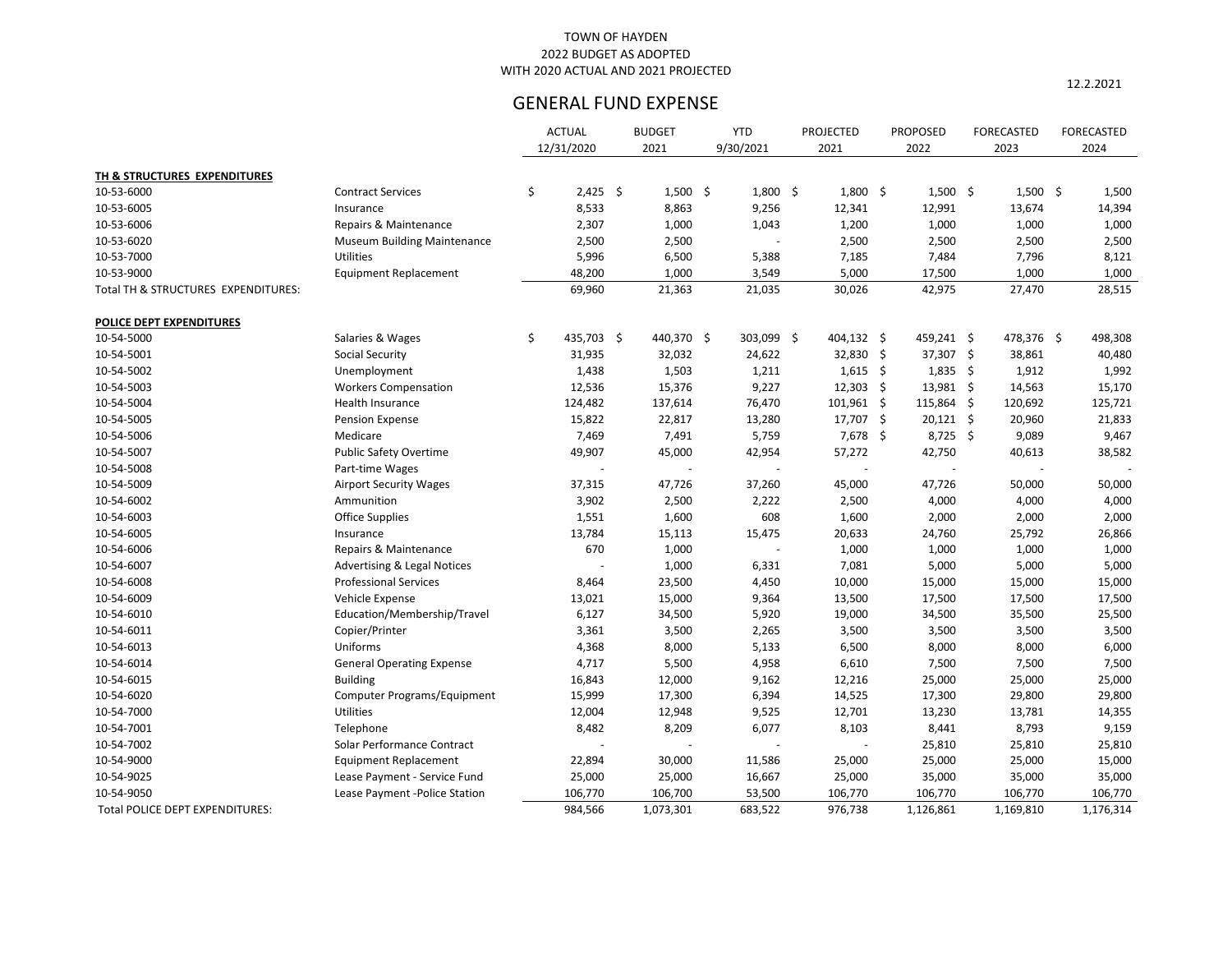TOWN OF HAYDEN
2022 BUDGET AS ADOPTED
WITH 2020 ACTUAL AND 2021 PROJECTED

12.2.2021

# GENERAL FUND EXPENSE

| | | ACTUAL 12/31/2020 | BUDGET 2021 | YTD 9/30/2021 | PROJECTED 2021 | PROPOSED 2022 | FORECASTED 2023 | FORECASTED 2024 |
|---|---|---|---|---|---|---|---|---|
| **TH & STRUCTURES EXPENDITURES** | | | | | | | | |
| 10-53-6000 | Contract Services | $ 2,425 | $ 1,500 | $ 1,800 | $ 1,800 | $ 1,500 | $ 1,500 | $ 1,500 |
| 10-53-6005 | Insurance | 8,533 | 8,863 | 9,256 | 12,341 | 12,991 | 13,674 | 14,394 |
| 10-53-6006 | Repairs & Maintenance | 2,307 | 1,000 | 1,043 | 1,200 | 1,000 | 1,000 | 1,000 |
| 10-53-6020 | Museum Building Maintenance | 2,500 | 2,500 | - | 2,500 | 2,500 | 2,500 | 2,500 |
| 10-53-7000 | Utilities | 5,996 | 6,500 | 5,388 | 7,185 | 7,484 | 7,796 | 8,121 |
| 10-53-9000 | Equipment Replacement | 48,200 | 1,000 | 3,549 | 5,000 | 17,500 | 1,000 | 1,000 |
| Total TH & STRUCTURES EXPENDITURES: | | 69,960 | 21,363 | 21,035 | 30,026 | 42,975 | 27,470 | 28,515 |
| **POLICE DEPT EXPENDITURES** | | | | | | | | |
| 10-54-5000 | Salaries & Wages | $ 435,703 | $ 440,370 | $ 303,099 | $ 404,132 | $ 459,241 | $ 478,376 | $ 498,308 |
| 10-54-5001 | Social Security | 31,935 | 32,032 | 24,622 | 32,830 | $ 37,307 | $ 38,861 | 40,480 |
| 10-54-5002 | Unemployment | 1,438 | 1,503 | 1,211 | 1,615 | $ 1,835 | $ 1,912 | 1,992 |
| 10-54-5003 | Workers Compensation | 12,536 | 15,376 | 9,227 | 12,303 | $ 13,981 | $ 14,563 | 15,170 |
| 10-54-5004 | Health Insurance | 124,482 | 137,614 | 76,470 | 101,961 | $ 115,864 | $ 120,692 | 125,721 |
| 10-54-5005 | Pension Expense | 15,822 | 22,817 | 13,280 | 17,707 | $ 20,121 | $ 20,960 | 21,833 |
| 10-54-5006 | Medicare | 7,469 | 7,491 | 5,759 | 7,678 | $ 8,725 | $ 9,089 | 9,467 |
| 10-54-5007 | Public Safety Overtime | 49,907 | 45,000 | 42,954 | 57,272 | 42,750 | 40,613 | 38,582 |
| 10-54-5008 | Part-time Wages | - | - | - | - | - | - | - |
| 10-54-5009 | Airport Security Wages | 37,315 | 47,726 | 37,260 | 45,000 | 47,726 | 50,000 | 50,000 |
| 10-54-6002 | Ammunition | 3,902 | 2,500 | 2,222 | 2,500 | 4,000 | 4,000 | 4,000 |
| 10-54-6003 | Office Supplies | 1,551 | 1,600 | 608 | 1,600 | 2,000 | 2,000 | 2,000 |
| 10-54-6005 | Insurance | 13,784 | 15,113 | 15,475 | 20,633 | 24,760 | 25,792 | 26,866 |
| 10-54-6006 | Repairs & Maintenance | 670 | 1,000 | - | 1,000 | 1,000 | 1,000 | 1,000 |
| 10-54-6007 | Advertising & Legal Notices | - | 1,000 | 6,331 | 7,081 | 5,000 | 5,000 | 5,000 |
| 10-54-6008 | Professional Services | 8,464 | 23,500 | 4,450 | 10,000 | 15,000 | 15,000 | 15,000 |
| 10-54-6009 | Vehicle Expense | 13,021 | 15,000 | 9,364 | 13,500 | 17,500 | 17,500 | 17,500 |
| 10-54-6010 | Education/Membership/Travel | 6,127 | 34,500 | 5,920 | 19,000 | 34,500 | 35,500 | 25,500 |
| 10-54-6011 | Copier/Printer | 3,361 | 3,500 | 2,265 | 3,500 | 3,500 | 3,500 | 3,500 |
| 10-54-6013 | Uniforms | 4,368 | 8,000 | 5,133 | 6,500 | 8,000 | 8,000 | 6,000 |
| 10-54-6014 | General Operating Expense | 4,717 | 5,500 | 4,958 | 6,610 | 7,500 | 7,500 | 7,500 |
| 10-54-6015 | Building | 16,843 | 12,000 | 9,162 | 12,216 | 25,000 | 25,000 | 25,000 |
| 10-54-6020 | Computer Programs/Equipment | 15,999 | 17,300 | 6,394 | 14,525 | 17,300 | 29,800 | 29,800 |
| 10-54-7000 | Utilities | 12,004 | 12,948 | 9,525 | 12,701 | 13,230 | 13,781 | 14,355 |
| 10-54-7001 | Telephone | 8,482 | 8,209 | 6,077 | 8,103 | 8,441 | 8,793 | 9,159 |
| 10-54-7002 | Solar Performance Contract | - | - | - | - | 25,810 | 25,810 | 25,810 |
| 10-54-9000 | Equipment Replacement | 22,894 | 30,000 | 11,586 | 25,000 | 25,000 | 25,000 | 15,000 |
| 10-54-9025 | Lease Payment - Service Fund | 25,000 | 25,000 | 16,667 | 25,000 | 35,000 | 35,000 | 35,000 |
| 10-54-9050 | Lease Payment -Police Station | 106,770 | 106,700 | 53,500 | 106,770 | 106,770 | 106,770 | 106,770 |
| Total POLICE DEPT EXPENDITURES: | | 984,566 | 1,073,301 | 683,522 | 976,738 | 1,126,861 | 1,169,810 | 1,176,314 |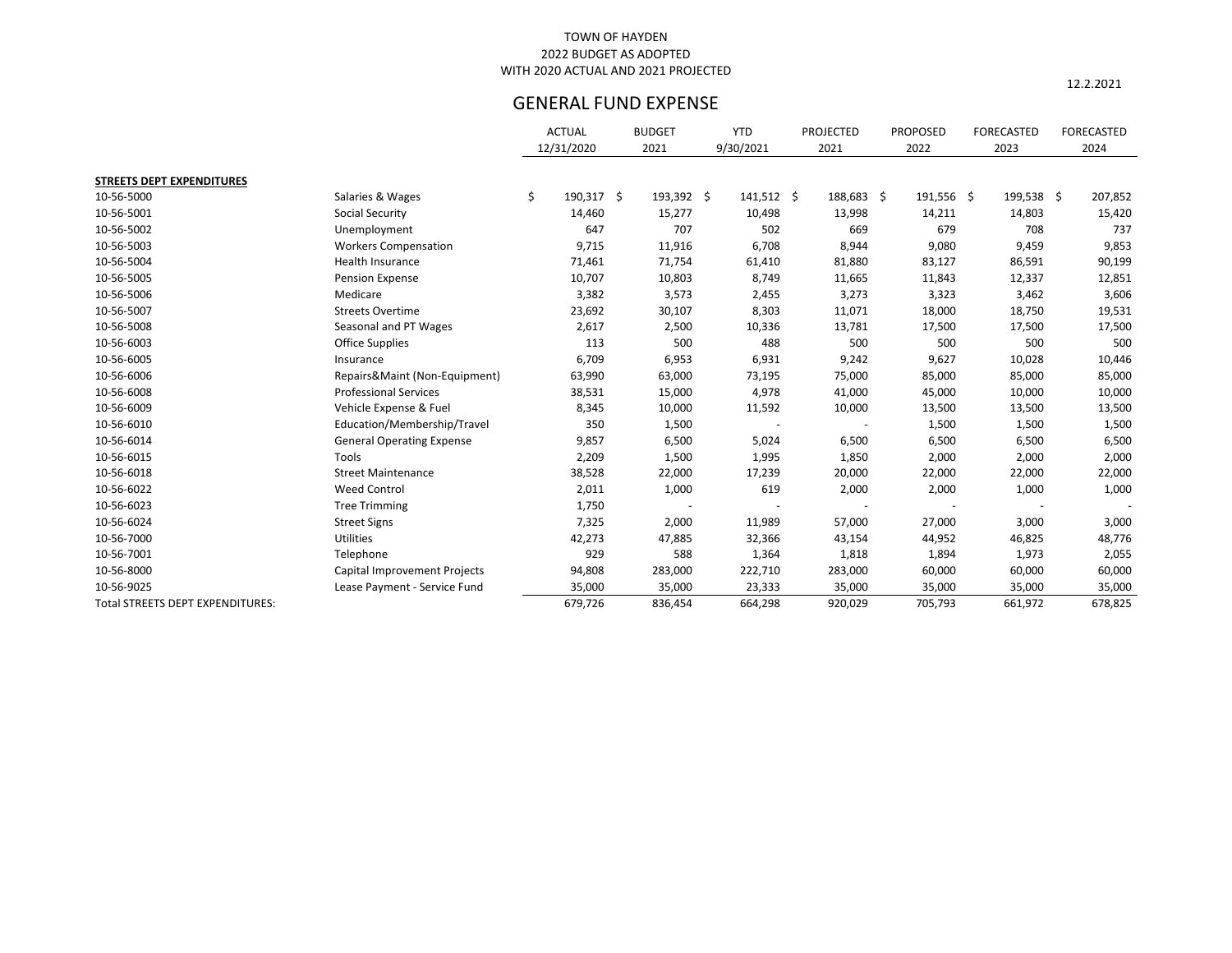TOWN OF HAYDEN
2022 BUDGET AS ADOPTED
WITH 2020 ACTUAL AND 2021 PROJECTED

12.2.2021

## GENERAL FUND EXPENSE

| | | ACTUAL 12/31/2020 | BUDGET 2021 | YTD 9/30/2021 | PROJECTED 2021 | PROPOSED 2022 | FORECASTED 2023 | FORECASTED 2024 |
|---|---|---|---|---|---|---|---|---|
| **STREETS DEPT EXPENDITURES** | | | | | | | | |
| 10-56-5000 | Salaries & Wages | $ 190,317 | $ 193,392 | $ 141,512 | $ 188,683 | $ 191,556 | $ 199,538 | $ 207,852 |
| 10-56-5001 | Social Security | 14,460 | 15,277 | 10,498 | 13,998 | 14,211 | 14,803 | 15,420 |
| 10-56-5002 | Unemployment | 647 | 707 | 502 | 669 | 679 | 708 | 737 |
| 10-56-5003 | Workers Compensation | 9,715 | 11,916 | 6,708 | 8,944 | 9,080 | 9,459 | 9,853 |
| 10-56-5004 | Health Insurance | 71,461 | 71,754 | 61,410 | 81,880 | 83,127 | 86,591 | 90,199 |
| 10-56-5005 | Pension Expense | 10,707 | 10,803 | 8,749 | 11,665 | 11,843 | 12,337 | 12,851 |
| 10-56-5006 | Medicare | 3,382 | 3,573 | 2,455 | 3,273 | 3,323 | 3,462 | 3,606 |
| 10-56-5007 | Streets Overtime | 23,692 | 30,107 | 8,303 | 11,071 | 18,000 | 18,750 | 19,531 |
| 10-56-5008 | Seasonal and PT Wages | 2,617 | 2,500 | 10,336 | 13,781 | 17,500 | 17,500 | 17,500 |
| 10-56-6003 | Office Supplies | 113 | 500 | 488 | 500 | 500 | 500 | 500 |
| 10-56-6005 | Insurance | 6,709 | 6,953 | 6,931 | 9,242 | 9,627 | 10,028 | 10,446 |
| 10-56-6006 | Repairs&Maint (Non-Equipment) | 63,990 | 63,000 | 73,195 | 75,000 | 85,000 | 85,000 | 85,000 |
| 10-56-6008 | Professional Services | 38,531 | 15,000 | 4,978 | 41,000 | 45,000 | 10,000 | 10,000 |
| 10-56-6009 | Vehicle Expense & Fuel | 8,345 | 10,000 | 11,592 | 10,000 | 13,500 | 13,500 | 13,500 |
| 10-56-6010 | Education/Membership/Travel | 350 | 1,500 | - | - | 1,500 | 1,500 | 1,500 |
| 10-56-6014 | General Operating Expense | 9,857 | 6,500 | 5,024 | 6,500 | 6,500 | 6,500 | 6,500 |
| 10-56-6015 | Tools | 2,209 | 1,500 | 1,995 | 1,850 | 2,000 | 2,000 | 2,000 |
| 10-56-6018 | Street Maintenance | 38,528 | 22,000 | 17,239 | 20,000 | 22,000 | 22,000 | 22,000 |
| 10-56-6022 | Weed Control | 2,011 | 1,000 | 619 | 2,000 | 2,000 | 1,000 | 1,000 |
| 10-56-6023 | Tree Trimming | 1,750 | - | - | - | - | - | - |
| 10-56-6024 | Street Signs | 7,325 | 2,000 | 11,989 | 57,000 | 27,000 | 3,000 | 3,000 |
| 10-56-7000 | Utilities | 42,273 | 47,885 | 32,366 | 43,154 | 44,952 | 46,825 | 48,776 |
| 10-56-7001 | Telephone | 929 | 588 | 1,364 | 1,818 | 1,894 | 1,973 | 2,055 |
| 10-56-8000 | Capital Improvement Projects | 94,808 | 283,000 | 222,710 | 283,000 | 60,000 | 60,000 | 60,000 |
| 10-56-9025 | Lease Payment - Service Fund | 35,000 | 35,000 | 23,333 | 35,000 | 35,000 | 35,000 | 35,000 |
| Total STREETS DEPT EXPENDITURES: | | 679,726 | 836,454 | 664,298 | 920,029 | 705,793 | 661,972 | 678,825 |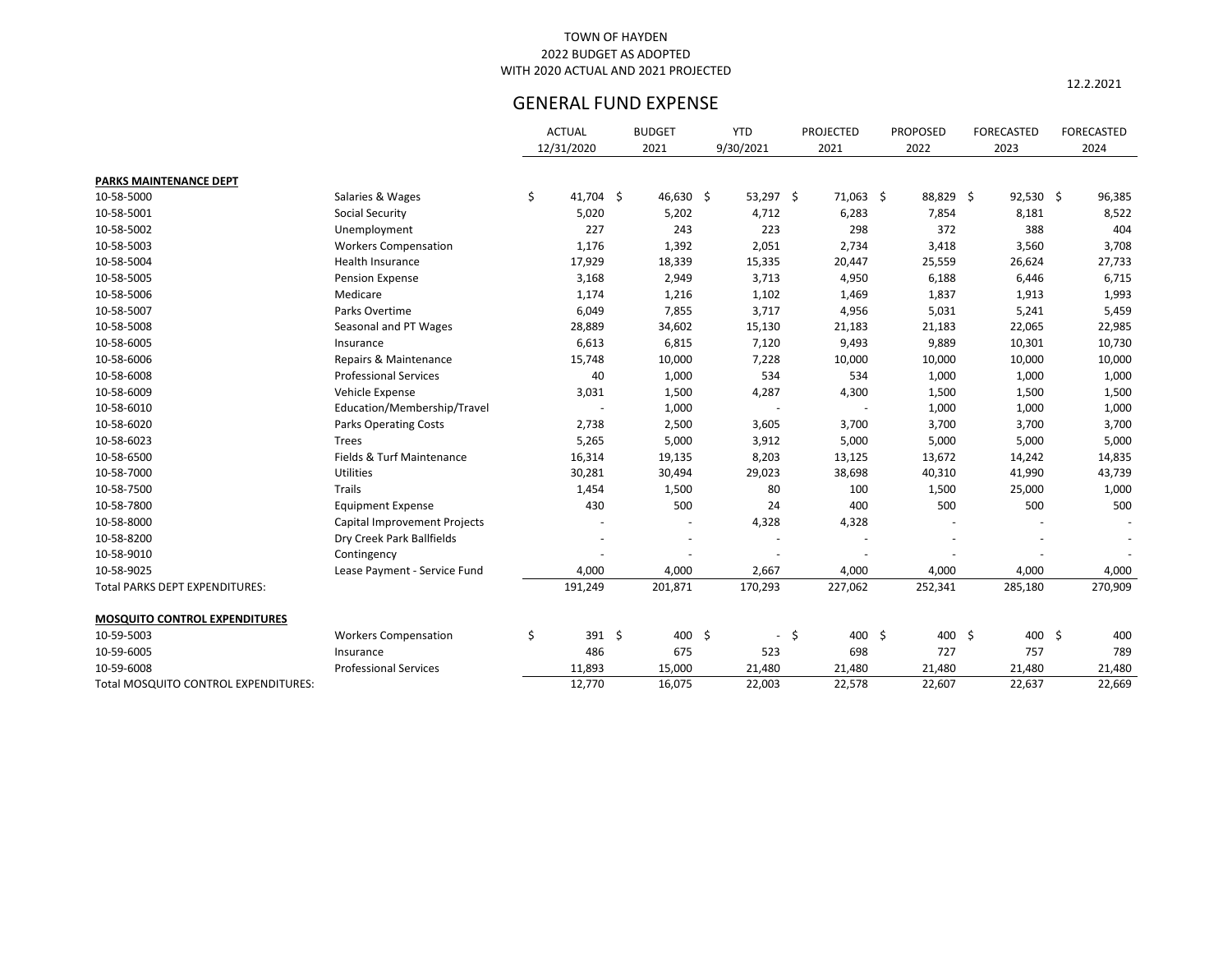TOWN OF HAYDEN
2022 BUDGET AS ADOPTED
WITH 2020 ACTUAL AND 2021 PROJECTED

12.2.2021

## GENERAL FUND EXPENSE

| | | ACTUAL 12/31/2020 | BUDGET 2021 | YTD 9/30/2021 | PROJECTED 2021 | PROPOSED 2022 | FORECASTED 2023 | FORECASTED 2024 |
|---|---|---|---|---|---|---|---|---|
| **PARKS MAINTENANCE DEPT** | | | | | | | | |
| 10-58-5000 | Salaries & Wages | $ 41,704 | $ 46,630 | $ 53,297 | $ 71,063 | $ 88,829 | $ 92,530 | $ 96,385 |
| 10-58-5001 | Social Security | 5,020 | 5,202 | 4,712 | 6,283 | 7,854 | 8,181 | 8,522 |
| 10-58-5002 | Unemployment | 227 | 243 | 223 | 298 | 372 | 388 | 404 |
| 10-58-5003 | Workers Compensation | 1,176 | 1,392 | 2,051 | 2,734 | 3,418 | 3,560 | 3,708 |
| 10-58-5004 | Health Insurance | 17,929 | 18,339 | 15,335 | 20,447 | 25,559 | 26,624 | 27,733 |
| 10-58-5005 | Pension Expense | 3,168 | 2,949 | 3,713 | 4,950 | 6,188 | 6,446 | 6,715 |
| 10-58-5006 | Medicare | 1,174 | 1,216 | 1,102 | 1,469 | 1,837 | 1,913 | 1,993 |
| 10-58-5007 | Parks Overtime | 6,049 | 7,855 | 3,717 | 4,956 | 5,031 | 5,241 | 5,459 |
| 10-58-5008 | Seasonal and PT Wages | 28,889 | 34,602 | 15,130 | 21,183 | 21,183 | 22,065 | 22,985 |
| 10-58-6005 | Insurance | 6,613 | 6,815 | 7,120 | 9,493 | 9,889 | 10,301 | 10,730 |
| 10-58-6006 | Repairs & Maintenance | 15,748 | 10,000 | 7,228 | 10,000 | 10,000 | 10,000 | 10,000 |
| 10-58-6008 | Professional Services | 40 | 1,000 | 534 | 534 | 1,000 | 1,000 | 1,000 |
| 10-58-6009 | Vehicle Expense | 3,031 | 1,500 | 4,287 | 4,300 | 1,500 | 1,500 | 1,500 |
| 10-58-6010 | Education/Membership/Travel | - | 1,000 | - | - | 1,000 | 1,000 | 1,000 |
| 10-58-6020 | Parks Operating Costs | 2,738 | 2,500 | 3,605 | 3,700 | 3,700 | 3,700 | 3,700 |
| 10-58-6023 | Trees | 5,265 | 5,000 | 3,912 | 5,000 | 5,000 | 5,000 | 5,000 |
| 10-58-6500 | Fields & Turf Maintenance | 16,314 | 19,135 | 8,203 | 13,125 | 13,672 | 14,242 | 14,835 |
| 10-58-7000 | Utilities | 30,281 | 30,494 | 29,023 | 38,698 | 40,310 | 41,990 | 43,739 |
| 10-58-7500 | Trails | 1,454 | 1,500 | 80 | 100 | 1,500 | 25,000 | 1,000 |
| 10-58-7800 | Equipment Expense | 430 | 500 | 24 | 400 | 500 | 500 | 500 |
| 10-58-8000 | Capital Improvement Projects | - | - | 4,328 | 4,328 | - | - | - |
| 10-58-8200 | Dry Creek Park Ballfields | - | - | - | - | - | - | - |
| 10-58-9010 | Contingency | - | - | - | - | - | - | - |
| 10-58-9025 | Lease Payment - Service Fund | 4,000 | 4,000 | 2,667 | 4,000 | 4,000 | 4,000 | 4,000 |
| Total PARKS DEPT EXPENDITURES: | | 191,249 | 201,871 | 170,293 | 227,062 | 252,341 | 285,180 | 270,909 |
| **MOSQUITO CONTROL EXPENDITURES** | | | | | | | | |
| 10-59-5003 | Workers Compensation | $ 391 | $ 400 | $ - | $ 400 | $ 400 | $ 400 | $ 400 |
| 10-59-6005 | Insurance | 486 | 675 | 523 | 698 | 727 | 757 | 789 |
| 10-59-6008 | Professional Services | 11,893 | 15,000 | 21,480 | 21,480 | 21,480 | 21,480 | 21,480 |
| Total MOSQUITO CONTROL EXPENDITURES: | | 12,770 | 16,075 | 22,003 | 22,578 | 22,607 | 22,637 | 22,669 |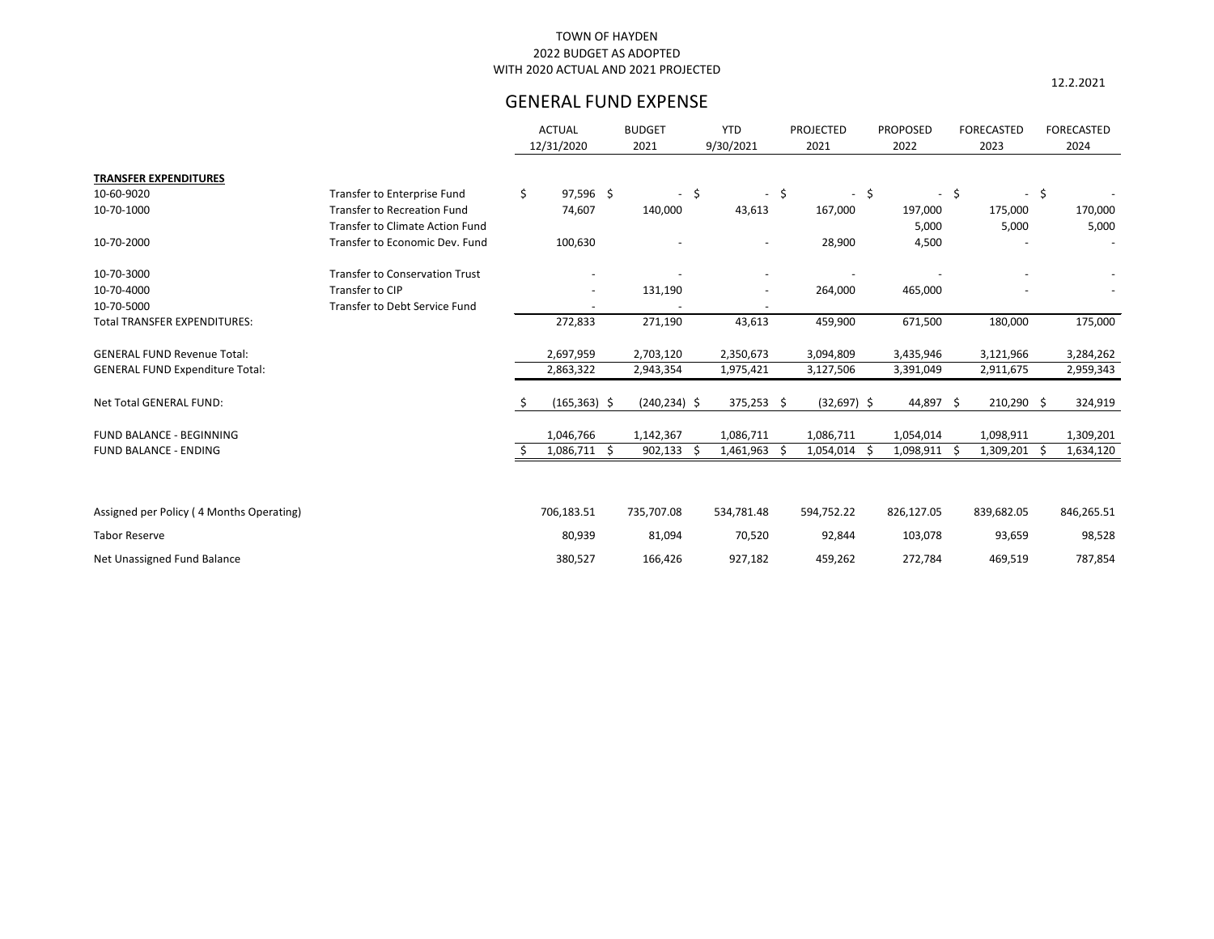TOWN OF HAYDEN
2022 BUDGET AS ADOPTED
WITH 2020 ACTUAL AND 2021 PROJECTED

12.2.2021

## GENERAL FUND EXPENSE

| | | ACTUAL 12/31/2020 | BUDGET 2021 | YTD 9/30/2021 | PROJECTED 2021 | PROPOSED 2022 | FORECASTED 2023 | FORECASTED 2024 |
|---|---|---|---|---|---|---|---|---|
| **TRANSFER EXPENDITURES** | | | | | | | | |
| 10-60-9020 | Transfer to Enterprise Fund | $ 97,596 | $ - | $ - | $ - | $ - | $ - | $ - |
| 10-70-1000 | Transfer to Recreation Fund | 74,607 | 140,000 | 43,613 | 167,000 | 197,000 | 175,000 | 170,000 |
| | Transfer to Climate Action Fund | | | | | 5,000 | 5,000 | 5,000 |
| 10-70-2000 | Transfer to Economic Dev. Fund | 100,630 | - | - | 28,900 | 4,500 | - | - |
| 10-70-3000 | Transfer to Conservation Trust | - | - | - | - | - | - | - |
| 10-70-4000 | Transfer to CIP | - | 131,190 | - | 264,000 | 465,000 | - | - |
| 10-70-5000 | Transfer to Debt Service Fund | - | - | - | | | | |
| Total TRANSFER EXPENDITURES: | | 272,833 | 271,190 | 43,613 | 459,900 | 671,500 | 180,000 | 175,000 |
| GENERAL FUND Revenue Total: | | 2,697,959 | 2,703,120 | 2,350,673 | 3,094,809 | 3,435,946 | 3,121,966 | 3,284,262 |
| GENERAL FUND Expenditure Total: | | 2,863,322 | 2,943,354 | 1,975,421 | 3,127,506 | 3,391,049 | 2,911,675 | 2,959,343 |
| Net Total GENERAL FUND: | | $ (165,363) | $ (240,234) | $ 375,253 | $ (32,697) | $ 44,897 | $ 210,290 | $ 324,919 |
| FUND BALANCE - BEGINNING | | 1,046,766 | 1,142,367 | 1,086,711 | 1,086,711 | 1,054,014 | 1,098,911 | 1,309,201 |
| FUND BALANCE - ENDING | | $ 1,086,711 | $ 902,133 | $ 1,461,963 | $ 1,054,014 | $ 1,098,911 | $ 1,309,201 | $ 1,634,120 |
| Assigned per Policy ( 4 Months Operating) | | 706,183.51 | 735,707.08 | 534,781.48 | 594,752.22 | 826,127.05 | 839,682.05 | 846,265.51 |
| Tabor Reserve | | 80,939 | 81,094 | 70,520 | 92,844 | 103,078 | 93,659 | 98,528 |
| Net Unassigned Fund Balance | | 380,527 | 166,426 | 927,182 | 459,262 | 272,784 | 469,519 | 787,854 |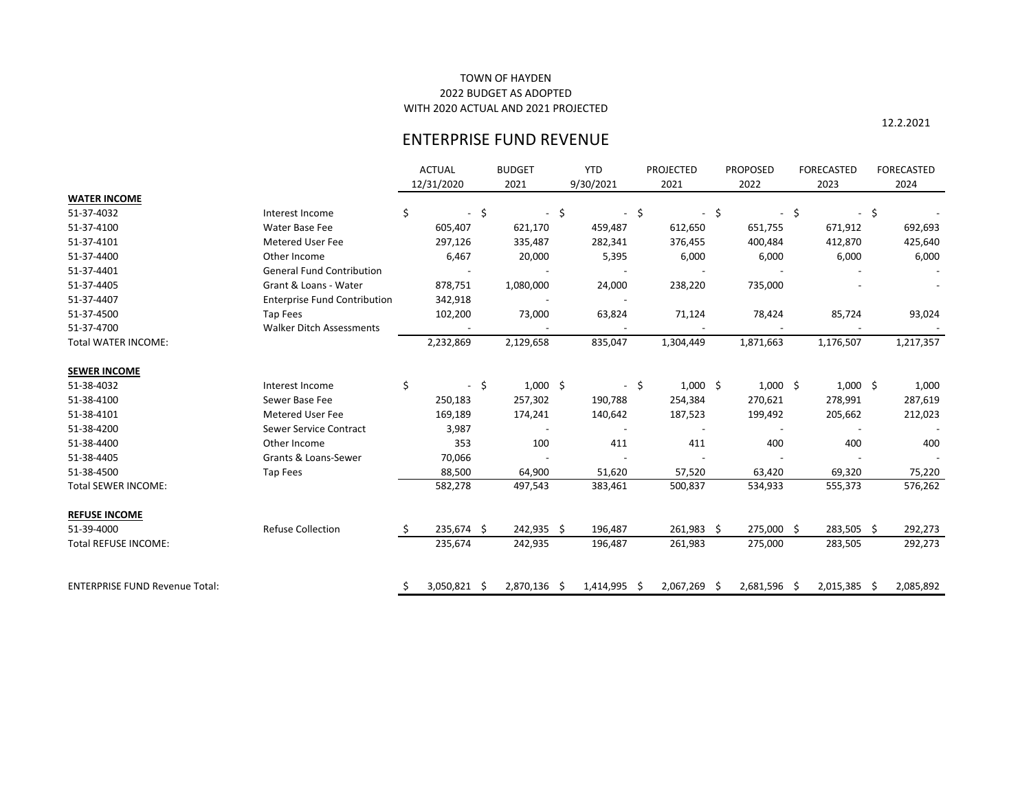TOWN OF HAYDEN

2022 BUDGET AS ADOPTED

WITH 2020 ACTUAL AND 2021 PROJECTED

12.2.2021

# ENTERPRISE FUND REVENUE

| | | ACTUAL 12/31/2020 | BUDGET 2021 | YTD 9/30/2021 | PROJECTED 2021 | PROPOSED 2022 | FORECASTED 2023 | FORECASTED 2024 |
|---|---|---|---|---|---|---|---|---|
| **WATER INCOME** | | | | | | | | |
| 51-37-4032 | Interest Income | $ - | $ - | $ - | $ - | $ - | $ - | $ - |
| 51-37-4100 | Water Base Fee | 605,407 | 621,170 | 459,487 | 612,650 | 651,755 | 671,912 | 692,693 |
| 51-37-4101 | Metered User Fee | 297,126 | 335,487 | 282,341 | 376,455 | 400,484 | 412,870 | 425,640 |
| 51-37-4400 | Other Income | 6,467 | 20,000 | 5,395 | 6,000 | 6,000 | 6,000 | 6,000 |
| 51-37-4401 | General Fund Contribution | - | - | - | - | - | - | - |
| 51-37-4405 | Grant & Loans - Water | 878,751 | 1,080,000 | 24,000 | 238,220 | 735,000 | - | - |
| 51-37-4407 | Enterprise Fund Contribution | 342,918 | - | - | | | | |
| 51-37-4500 | Tap Fees | 102,200 | 73,000 | 63,824 | 71,124 | 78,424 | 85,724 | 93,024 |
| 51-37-4700 | Walker Ditch Assessments | - | - | - | - | - | - | - |
| Total WATER INCOME: | | 2,232,869 | 2,129,658 | 835,047 | 1,304,449 | 1,871,663 | 1,176,507 | 1,217,357 |
| **SEWER INCOME** | | | | | | | | |
| 51-38-4032 | Interest Income | $ - | $ 1,000 | $ - | $ 1,000 | $ 1,000 | $ 1,000 | $ 1,000 |
| 51-38-4100 | Sewer Base Fee | 250,183 | 257,302 | 190,788 | 254,384 | 270,621 | 278,991 | 287,619 |
| 51-38-4101 | Metered User Fee | 169,189 | 174,241 | 140,642 | 187,523 | 199,492 | 205,662 | 212,023 |
| 51-38-4200 | Sewer Service Contract | 3,987 | - | - | - | - | - | - |
| 51-38-4400 | Other Income | 353 | 100 | 411 | 411 | 400 | 400 | 400 |
| 51-38-4405 | Grants & Loans-Sewer | 70,066 | - | - | - | - | - | - |
| 51-38-4500 | Tap Fees | 88,500 | 64,900 | 51,620 | 57,520 | 63,420 | 69,320 | 75,220 |
| Total SEWER INCOME: | | 582,278 | 497,543 | 383,461 | 500,837 | 534,933 | 555,373 | 576,262 |
| **REFUSE INCOME** | | | | | | | | |
| 51-39-4000 | Refuse Collection | $ 235,674 | $ 242,935 | $ 196,487 | 261,983 | $ 275,000 | $ 283,505 | $ 292,273 |
| Total REFUSE INCOME: | | 235,674 | 242,935 | 196,487 | 261,983 | 275,000 | 283,505 | 292,273 |
| ENTERPRISE FUND Revenue Total: | | $ 3,050,821 | $ 2,870,136 | $ 1,414,995 | $ 2,067,269 | $ 2,681,596 | $ 2,015,385 | $ 2,085,892 |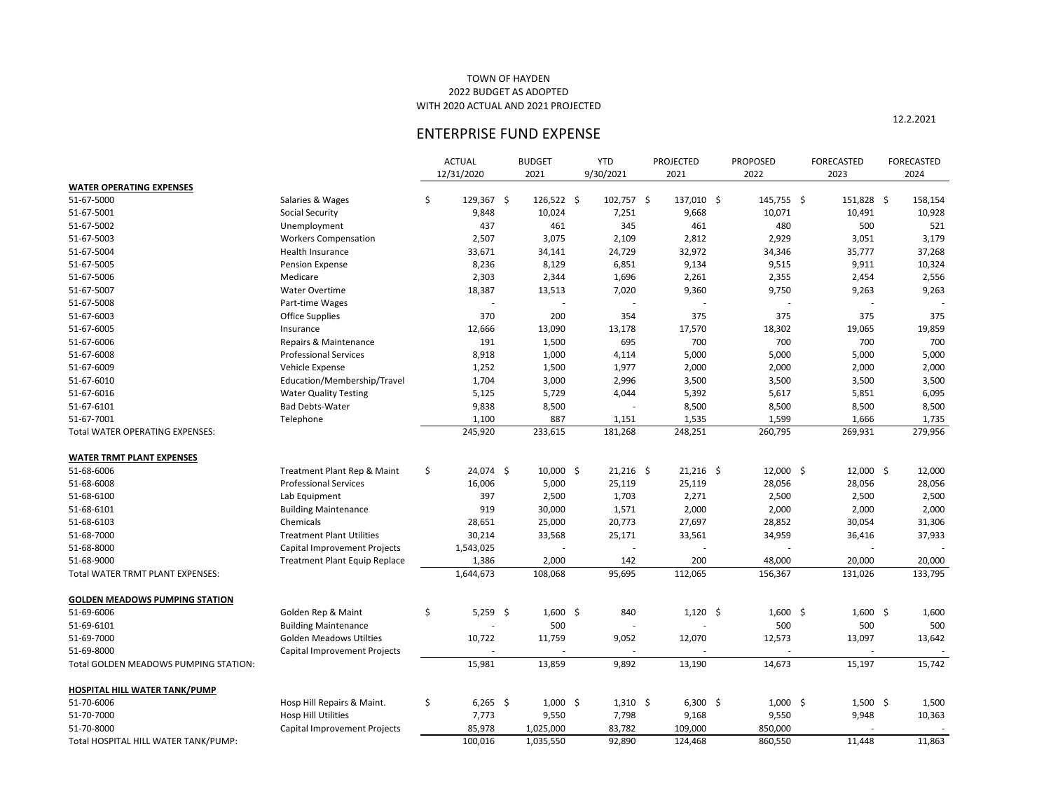TOWN OF HAYDEN
2022 BUDGET AS ADOPTED
WITH 2020 ACTUAL AND 2021 PROJECTED

12.2.2021

# ENTERPRISE FUND EXPENSE

| | | ACTUAL 12/31/2020 | BUDGET 2021 | YTD 9/30/2021 | PROJECTED 2021 | PROPOSED 2022 | FORECASTED 2023 | FORECASTED 2024 |
|---|---|---|---|---|---|---|---|---|
| **WATER OPERATING EXPENSES** | | | | | | | | |
| 51-67-5000 | Salaries & Wages | $ 129,367 | $ 126,522 | $ 102,757 | $ 137,010 | $ 145,755 | $ 151,828 | $ 158,154 |
| 51-67-5001 | Social Security | 9,848 | 10,024 | 7,251 | 9,668 | 10,071 | 10,491 | 10,928 |
| 51-67-5002 | Unemployment | 437 | 461 | 345 | 461 | 480 | 500 | 521 |
| 51-67-5003 | Workers Compensation | 2,507 | 3,075 | 2,109 | 2,812 | 2,929 | 3,051 | 3,179 |
| 51-67-5004 | Health Insurance | 33,671 | 34,141 | 24,729 | 32,972 | 34,346 | 35,777 | 37,268 |
| 51-67-5005 | Pension Expense | 8,236 | 8,129 | 6,851 | 9,134 | 9,515 | 9,911 | 10,324 |
| 51-67-5006 | Medicare | 2,303 | 2,344 | 1,696 | 2,261 | 2,355 | 2,454 | 2,556 |
| 51-67-5007 | Water Overtime | 18,387 | 13,513 | 7,020 | 9,360 | 9,750 | 9,263 | 9,263 |
| 51-67-5008 | Part-time Wages | - | - | - | - | - | - | - |
| 51-67-6003 | Office Supplies | 370 | 200 | 354 | 375 | 375 | 375 | 375 |
| 51-67-6005 | Insurance | 12,666 | 13,090 | 13,178 | 17,570 | 18,302 | 19,065 | 19,859 |
| 51-67-6006 | Repairs & Maintenance | 191 | 1,500 | 695 | 700 | 700 | 700 | 700 |
| 51-67-6008 | Professional Services | 8,918 | 1,000 | 4,114 | 5,000 | 5,000 | 5,000 | 5,000 |
| 51-67-6009 | Vehicle Expense | 1,252 | 1,500 | 1,977 | 2,000 | 2,000 | 2,000 | 2,000 |
| 51-67-6010 | Education/Membership/Travel | 1,704 | 3,000 | 2,996 | 3,500 | 3,500 | 3,500 | 3,500 |
| 51-67-6016 | Water Quality Testing | 5,125 | 5,729 | 4,044 | 5,392 | 5,617 | 5,851 | 6,095 |
| 51-67-6101 | Bad Debts-Water | 9,838 | 8,500 | - | 8,500 | 8,500 | 8,500 | 8,500 |
| 51-67-7001 | Telephone | 1,100 | 887 | 1,151 | 1,535 | 1,599 | 1,666 | 1,735 |
| Total WATER OPERATING EXPENSES: | | 245,920 | 233,615 | 181,268 | 248,251 | 260,795 | 269,931 | 279,956 |
| **WATER TRMT PLANT EXPENSES** | | | | | | | | |
| 51-68-6006 | Treatment Plant Rep & Maint | $ 24,074 | $ 10,000 | $ 21,216 | $ 21,216 | $ 12,000 | $ 12,000 | $ 12,000 |
| 51-68-6008 | Professional Services | 16,006 | 5,000 | 25,119 | 25,119 | 28,056 | 28,056 | 28,056 |
| 51-68-6100 | Lab Equipment | 397 | 2,500 | 1,703 | 2,271 | 2,500 | 2,500 | 2,500 |
| 51-68-6101 | Building Maintenance | 919 | 30,000 | 1,571 | 2,000 | 2,000 | 2,000 | 2,000 |
| 51-68-6103 | Chemicals | 28,651 | 25,000 | 20,773 | 27,697 | 28,852 | 30,054 | 31,306 |
| 51-68-7000 | Treatment Plant Utilities | 30,214 | 33,568 | 25,171 | 33,561 | 34,959 | 36,416 | 37,933 |
| 51-68-8000 | Capital Improvement Projects | 1,543,025 | - | - | - | - | - | - |
| 51-68-9000 | Treatment Plant Equip Replace | 1,386 | 2,000 | 142 | 200 | 48,000 | 20,000 | 20,000 |
| Total WATER TRMT PLANT EXPENSES: | | 1,644,673 | 108,068 | 95,695 | 112,065 | 156,367 | 131,026 | 133,795 |
| **GOLDEN MEADOWS PUMPING STATION** | | | | | | | | |
| 51-69-6006 | Golden Rep & Maint | $ 5,259 | $ 1,600 | $ 840 | $ 1,120 | $ 1,600 | $ 1,600 | $ 1,600 |
| 51-69-6101 | Building Maintenance | - | 500 | - | - | 500 | 500 | 500 |
| 51-69-7000 | Golden Meadows Utilties | 10,722 | 11,759 | 9,052 | 12,070 | 12,573 | 13,097 | 13,642 |
| 51-69-8000 | Capital Improvement Projects | - | - | - | - | - | - | - |
| Total GOLDEN MEADOWS PUMPING STATION: | | 15,981 | 13,859 | 9,892 | 13,190 | 14,673 | 15,197 | 15,742 |
| **HOSPITAL HILL WATER TANK/PUMP** | | | | | | | | |
| 51-70-6006 | Hosp Hill Repairs & Maint. | $ 6,265 | $ 1,000 | $ 1,310 | $ 6,300 | $ 1,000 | $ 1,500 | $ 1,500 |
| 51-70-7000 | Hosp Hill Utilities | 7,773 | 9,550 | 7,798 | 9,168 | 9,550 | 9,948 | 10,363 |
| 51-70-8000 | Capital Improvement Projects | 85,978 | 1,025,000 | 83,782 | 109,000 | 850,000 | - | - |
| Total HOSPITAL HILL WATER TANK/PUMP: | | 100,016 | 1,035,550 | 92,890 | 124,468 | 860,550 | 11,448 | 11,863 |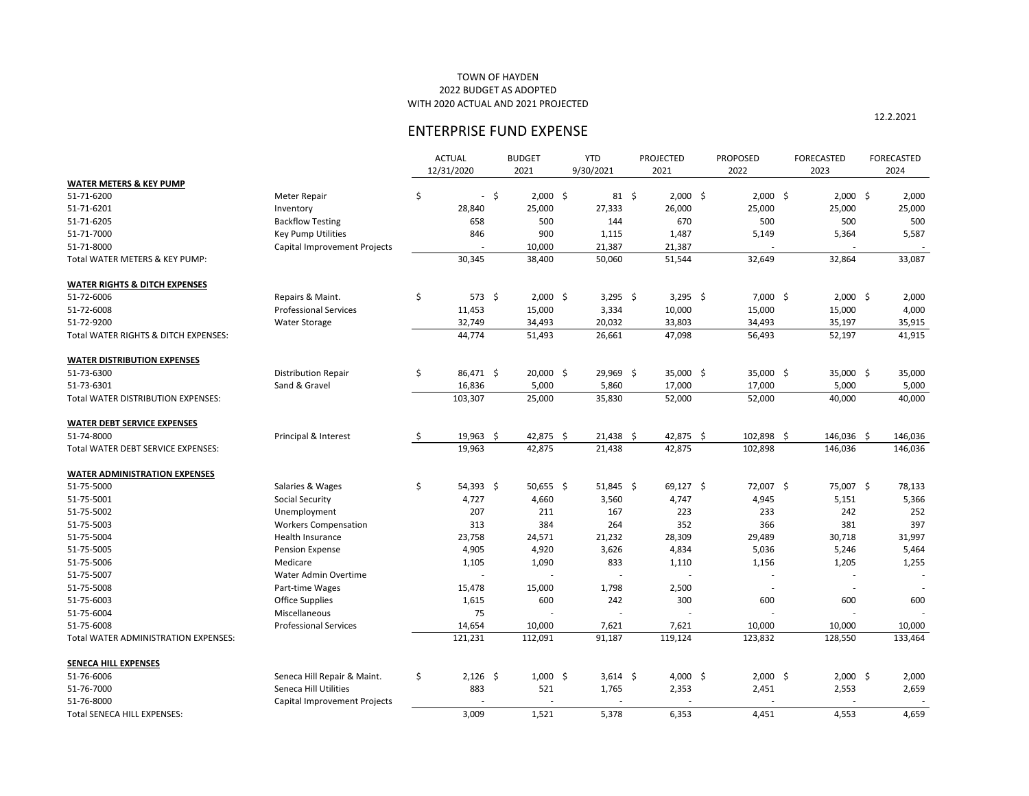TOWN OF HAYDEN
2022 BUDGET AS ADOPTED
WITH 2020 ACTUAL AND 2021 PROJECTED

12.2.2021

# ENTERPRISE FUND EXPENSE

| | | ACTUAL 12/31/2020 | BUDGET 2021 | YTD 9/30/2021 | PROJECTED 2021 | PROPOSED 2022 | FORECASTED 2023 | FORECASTED 2024 |
|---|---|---|---|---|---|---|---|---|
| **WATER METERS & KEY PUMP** | | | | | | | | |
| 51-71-6200 | Meter Repair | $ - | $ 2,000 | $ 81 | $ 2,000 | $ 2,000 | $ 2,000 | $ 2,000 |
| 51-71-6201 | Inventory | 28,840 | 25,000 | 27,333 | 26,000 | 25,000 | 25,000 | 25,000 |
| 51-71-6205 | Backflow Testing | 658 | 500 | 144 | 670 | 500 | 500 | 500 |
| 51-71-7000 | Key Pump Utilities | 846 | 900 | 1,115 | 1,487 | 5,149 | 5,364 | 5,587 |
| 51-71-8000 | Capital Improvement Projects | - | 10,000 | 21,387 | 21,387 | - | - | - |
| Total WATER METERS & KEY PUMP: | | 30,345 | 38,400 | 50,060 | 51,544 | 32,649 | 32,864 | 33,087 |
| **WATER RIGHTS & DITCH EXPENSES** | | | | | | | | |
| 51-72-6006 | Repairs & Maint. | $ 573 | $ 2,000 | $ 3,295 | $ 3,295 | $ 7,000 | $ 2,000 | $ 2,000 |
| 51-72-6008 | Professional Services | 11,453 | 15,000 | 3,334 | 10,000 | 15,000 | 15,000 | 4,000 |
| 51-72-9200 | Water Storage | 32,749 | 34,493 | 20,032 | 33,803 | 34,493 | 35,197 | 35,915 |
| Total WATER RIGHTS & DITCH EXPENSES: | | 44,774 | 51,493 | 26,661 | 47,098 | 56,493 | 52,197 | 41,915 |
| **WATER DISTRIBUTION EXPENSES** | | | | | | | | |
| 51-73-6300 | Distribution Repair | $ 86,471 | $ 20,000 | $ 29,969 | $ 35,000 | $ 35,000 | $ 35,000 | $ 35,000 |
| 51-73-6301 | Sand & Gravel | 16,836 | 5,000 | 5,860 | 17,000 | 17,000 | 5,000 | 5,000 |
| Total WATER DISTRIBUTION EXPENSES: | | 103,307 | 25,000 | 35,830 | 52,000 | 52,000 | 40,000 | 40,000 |
| **WATER DEBT SERVICE EXPENSES** | | | | | | | | |
| 51-74-8000 | Principal & Interest | $ 19,963 | $ 42,875 | $ 21,438 | $ 42,875 | $ 102,898 | $ 146,036 | $ 146,036 |
| Total WATER DEBT SERVICE EXPENSES: | | 19,963 | 42,875 | 21,438 | 42,875 | 102,898 | 146,036 | 146,036 |
| **WATER ADMINISTRATION EXPENSES** | | | | | | | | |
| 51-75-5000 | Salaries & Wages | $ 54,393 | $ 50,655 | $ 51,845 | $ 69,127 | $ 72,007 | $ 75,007 | $ 78,133 |
| 51-75-5001 | Social Security | 4,727 | 4,660 | 3,560 | 4,747 | 4,945 | 5,151 | 5,366 |
| 51-75-5002 | Unemployment | 207 | 211 | 167 | 223 | 233 | 242 | 252 |
| 51-75-5003 | Workers Compensation | 313 | 384 | 264 | 352 | 366 | 381 | 397 |
| 51-75-5004 | Health Insurance | 23,758 | 24,571 | 21,232 | 28,309 | 29,489 | 30,718 | 31,997 |
| 51-75-5005 | Pension Expense | 4,905 | 4,920 | 3,626 | 4,834 | 5,036 | 5,246 | 5,464 |
| 51-75-5006 | Medicare | 1,105 | 1,090 | 833 | 1,110 | 1,156 | 1,205 | 1,255 |
| 51-75-5007 | Water Admin Overtime | - | - | - | - | - | - | - |
| 51-75-5008 | Part-time Wages | 15,478 | 15,000 | 1,798 | 2,500 | - | - | - |
| 51-75-6003 | Office Supplies | 1,615 | 600 | 242 | 300 | 600 | 600 | 600 |
| 51-75-6004 | Miscellaneous | 75 | - | - | - | - | - | - |
| 51-75-6008 | Professional Services | 14,654 | 10,000 | 7,621 | 7,621 | 10,000 | 10,000 | 10,000 |
| Total WATER ADMINISTRATION EXPENSES: | | 121,231 | 112,091 | 91,187 | 119,124 | 123,832 | 128,550 | 133,464 |
| **SENECA HILL EXPENSES** | | | | | | | | |
| 51-76-6006 | Seneca Hill Repair & Maint. | $ 2,126 | $ 1,000 | $ 3,614 | $ 4,000 | $ 2,000 | $ 2,000 | $ 2,000 |
| 51-76-7000 | Seneca Hill Utilities | 883 | 521 | 1,765 | 2,353 | 2,451 | 2,553 | 2,659 |
| 51-76-8000 | Capital Improvement Projects | - | - | - | - | - | - | - |
| Total SENECA HILL EXPENSES: | | 3,009 | 1,521 | 5,378 | 6,353 | 4,451 | 4,553 | 4,659 |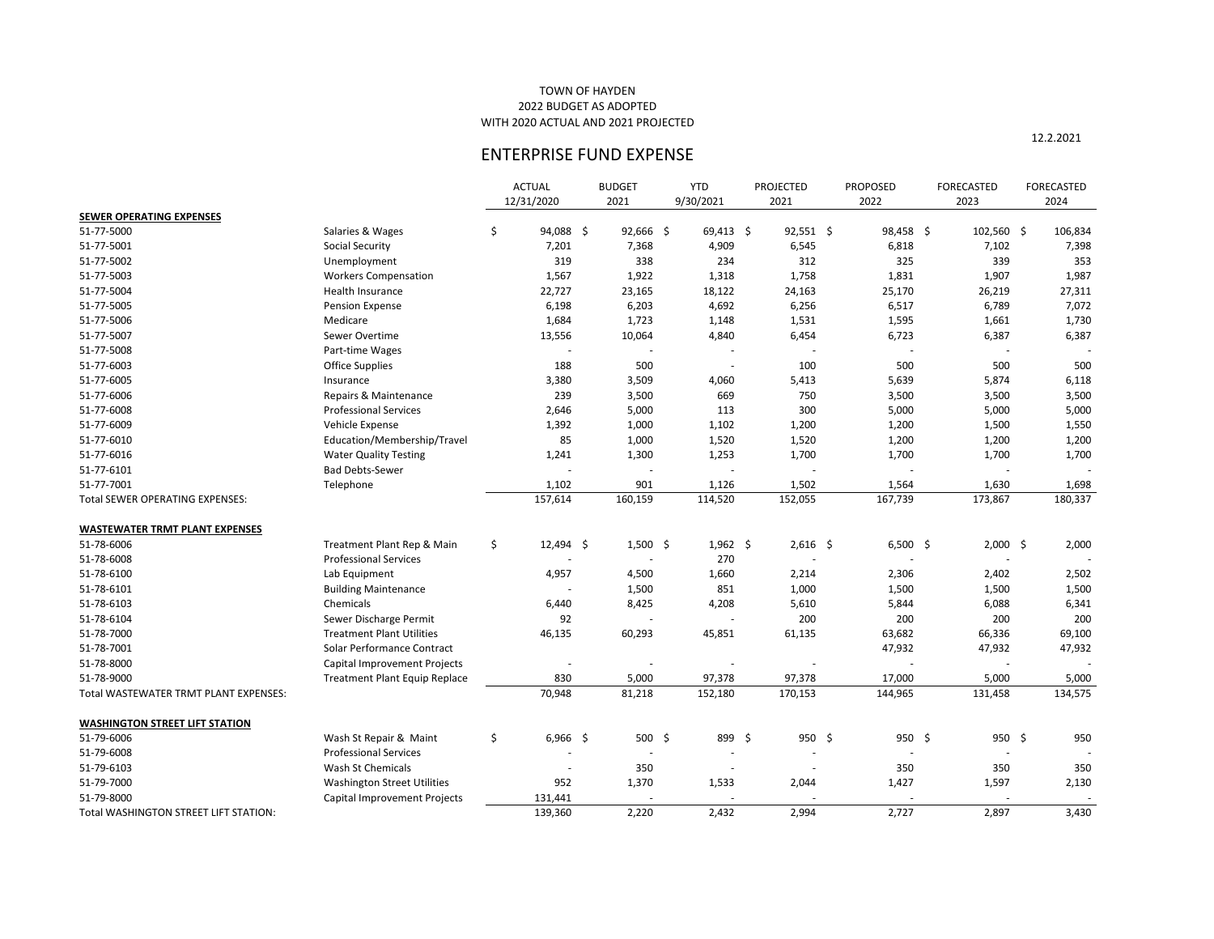TOWN OF HAYDEN
2022 BUDGET AS ADOPTED
WITH 2020 ACTUAL AND 2021 PROJECTED

12.2.2021

# ENTERPRISE FUND EXPENSE

| | | ACTUAL 12/31/2020 | BUDGET 2021 | YTD 9/30/2021 | PROJECTED 2021 | PROPOSED 2022 | FORECASTED 2023 | FORECASTED 2024 |
|---|---|---|---|---|---|---|---|---|
| **SEWER OPERATING EXPENSES** | | | | | | | | |
| 51-77-5000 | Salaries & Wages | $ 94,088 | $ 92,666 | $ 69,413 | $ 92,551 | $ 98,458 | $ 102,560 | $ 106,834 |
| 51-77-5001 | Social Security | 7,201 | 7,368 | 4,909 | 6,545 | 6,818 | 7,102 | 7,398 |
| 51-77-5002 | Unemployment | 319 | 338 | 234 | 312 | 325 | 339 | 353 |
| 51-77-5003 | Workers Compensation | 1,567 | 1,922 | 1,318 | 1,758 | 1,831 | 1,907 | 1,987 |
| 51-77-5004 | Health Insurance | 22,727 | 23,165 | 18,122 | 24,163 | 25,170 | 26,219 | 27,311 |
| 51-77-5005 | Pension Expense | 6,198 | 6,203 | 4,692 | 6,256 | 6,517 | 6,789 | 7,072 |
| 51-77-5006 | Medicare | 1,684 | 1,723 | 1,148 | 1,531 | 1,595 | 1,661 | 1,730 |
| 51-77-5007 | Sewer Overtime | 13,556 | 10,064 | 4,840 | 6,454 | 6,723 | 6,387 | 6,387 |
| 51-77-5008 | Part-time Wages | - | - | - | - | - | - | - |
| 51-77-6003 | Office Supplies | 188 | 500 | - | 100 | 500 | 500 | 500 |
| 51-77-6005 | Insurance | 3,380 | 3,509 | 4,060 | 5,413 | 5,639 | 5,874 | 6,118 |
| 51-77-6006 | Repairs & Maintenance | 239 | 3,500 | 669 | 750 | 3,500 | 3,500 | 3,500 |
| 51-77-6008 | Professional Services | 2,646 | 5,000 | 113 | 300 | 5,000 | 5,000 | 5,000 |
| 51-77-6009 | Vehicle Expense | 1,392 | 1,000 | 1,102 | 1,200 | 1,200 | 1,500 | 1,550 |
| 51-77-6010 | Education/Membership/Travel | 85 | 1,000 | 1,520 | 1,520 | 1,200 | 1,200 | 1,200 |
| 51-77-6016 | Water Quality Testing | 1,241 | 1,300 | 1,253 | 1,700 | 1,700 | 1,700 | 1,700 |
| 51-77-6101 | Bad Debts-Sewer | - | - | - | - | - | - | - |
| 51-77-7001 | Telephone | 1,102 | 901 | 1,126 | 1,502 | 1,564 | 1,630 | 1,698 |
| Total SEWER OPERATING EXPENSES: | | 157,614 | 160,159 | 114,520 | 152,055 | 167,739 | 173,867 | 180,337 |
| | | | | | | | | |
| **WASTEWATER TRMT PLANT EXPENSES** | | | | | | | | |
| 51-78-6006 | Treatment Plant Rep & Main | $ 12,494 | $ 1,500 | $ 1,962 | $ 2,616 | $ 6,500 | $ 2,000 | $ 2,000 |
| 51-78-6008 | Professional Services | - | - | 270 | - | - | - | - |
| 51-78-6100 | Lab Equipment | 4,957 | 4,500 | 1,660 | 2,214 | 2,306 | 2,402 | 2,502 |
| 51-78-6101 | Building Maintenance | - | 1,500 | 851 | 1,000 | 1,500 | 1,500 | 1,500 |
| 51-78-6103 | Chemicals | 6,440 | 8,425 | 4,208 | 5,610 | 5,844 | 6,088 | 6,341 |
| 51-78-6104 | Sewer Discharge Permit | 92 | - | - | 200 | 200 | 200 | 200 |
| 51-78-7000 | Treatment Plant Utilities | 46,135 | 60,293 | 45,851 | 61,135 | 63,682 | 66,336 | 69,100 |
| 51-78-7001 | Solar Performance Contract | | | | | 47,932 | 47,932 | 47,932 |
| 51-78-8000 | Capital Improvement Projects | - | - | - | - | - | - | - |
| 51-78-9000 | Treatment Plant Equip Replace | 830 | 5,000 | 97,378 | 97,378 | 17,000 | 5,000 | 5,000 |
| Total WASTEWATER TRMT PLANT EXPENSES: | | 70,948 | 81,218 | 152,180 | 170,153 | 144,965 | 131,458 | 134,575 |
| | | | | | | | | |
| **WASHINGTON STREET LIFT STATION** | | | | | | | | |
| 51-79-6006 | Wash St Repair & Maint | $ 6,966 | $ 500 | $ 899 | $ 950 | $ 950 | $ 950 | $ 950 |
| 51-79-6008 | Professional Services | - | - | - | - | - | - | - |
| 51-79-6103 | Wash St Chemicals | - | 350 | - | - | 350 | 350 | 350 |
| 51-79-7000 | Washington Street Utilities | 952 | 1,370 | 1,533 | 2,044 | 1,427 | 1,597 | 2,130 |
| 51-79-8000 | Capital Improvement Projects | 131,441 | - | - | - | - | - | - |
| Total WASHINGTON STREET LIFT STATION: | | 139,360 | 2,220 | 2,432 | 2,994 | 2,727 | 2,897 | 3,430 |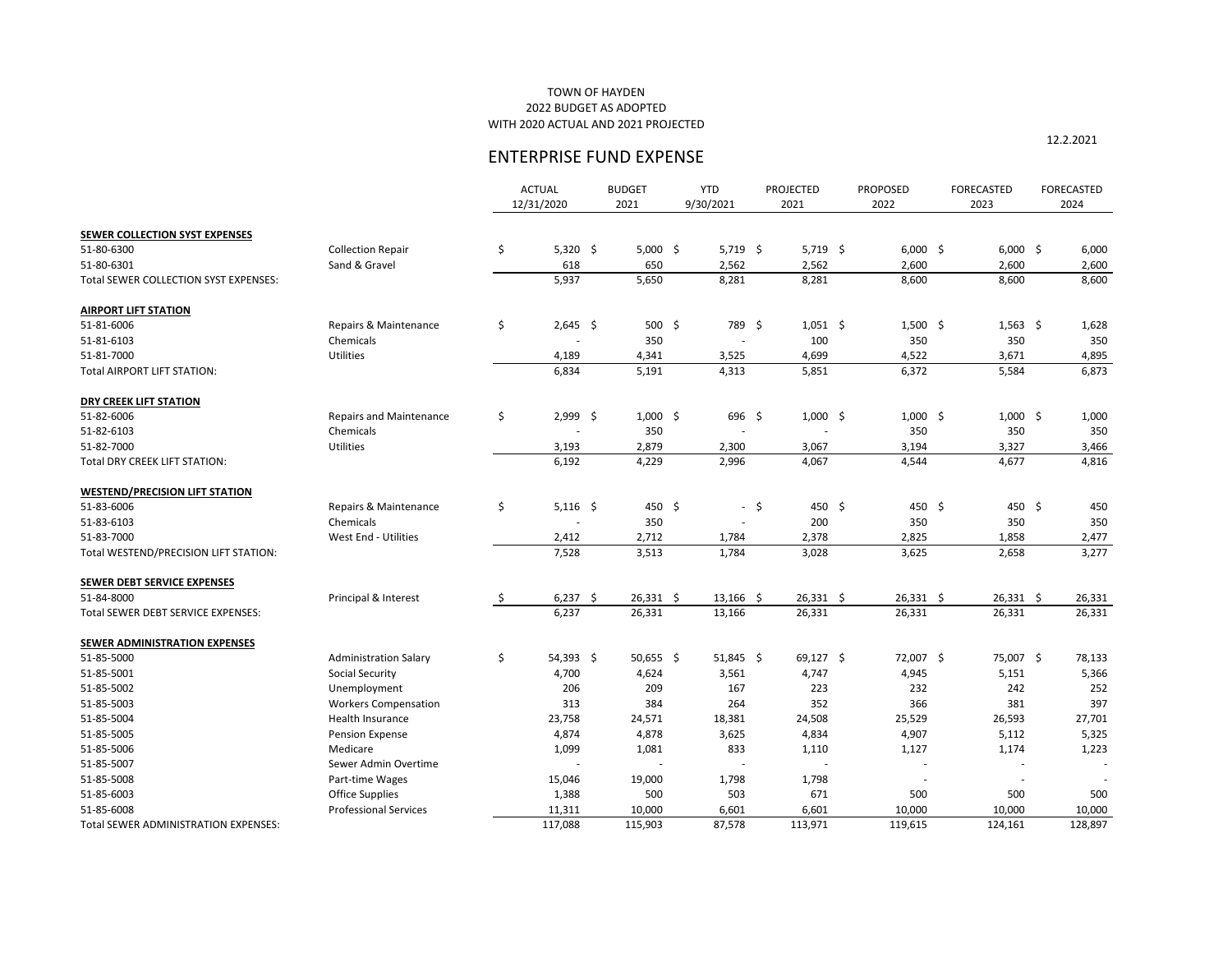TOWN OF HAYDEN
2022 BUDGET AS ADOPTED
WITH 2020 ACTUAL AND 2021 PROJECTED

12.2.2021

# ENTERPRISE FUND EXPENSE

| | | ACTUAL 12/31/2020 | BUDGET 2021 | YTD 9/30/2021 | PROJECTED 2021 | PROPOSED 2022 | FORECASTED 2023 | FORECASTED 2024 |
|---|---|---|---|---|---|---|---|---|
| **SEWER COLLECTION SYST EXPENSES** | | | | | | | | |
| 51-80-6300 | Collection Repair | $ 5,320 | $ 5,000 | $ 5,719 | $ 5,719 | $ 6,000 | $ 6,000 | $ 6,000 |
| 51-80-6301 | Sand & Gravel | 618 | 650 | 2,562 | 2,562 | 2,600 | 2,600 | 2,600 |
| Total SEWER COLLECTION SYST EXPENSES: | | 5,937 | 5,650 | 8,281 | 8,281 | 8,600 | 8,600 | 8,600 |
| **AIRPORT LIFT STATION** | | | | | | | | |
| 51-81-6006 | Repairs & Maintenance | $ 2,645 | $ 500 | $ 789 | $ 1,051 | $ 1,500 | $ 1,563 | $ 1,628 |
| 51-81-6103 | Chemicals | - | 350 | - | 100 | 350 | 350 | 350 |
| 51-81-7000 | Utilities | 4,189 | 4,341 | 3,525 | 4,699 | 4,522 | 3,671 | 4,895 |
| Total AIRPORT LIFT STATION: | | 6,834 | 5,191 | 4,313 | 5,851 | 6,372 | 5,584 | 6,873 |
| **DRY CREEK LIFT STATION** | | | | | | | | |
| 51-82-6006 | Repairs and Maintenance | $ 2,999 | $ 1,000 | $ 696 | $ 1,000 | $ 1,000 | $ 1,000 | $ 1,000 |
| 51-82-6103 | Chemicals | - | 350 | - | - | 350 | 350 | 350 |
| 51-82-7000 | Utilities | 3,193 | 2,879 | 2,300 | 3,067 | 3,194 | 3,327 | 3,466 |
| Total DRY CREEK LIFT STATION: | | 6,192 | 4,229 | 2,996 | 4,067 | 4,544 | 4,677 | 4,816 |
| **WESTEND/PRECISION LIFT STATION** | | | | | | | | |
| 51-83-6006 | Repairs & Maintenance | $ 5,116 | $ 450 | $ - | $ 450 | $ 450 | $ 450 | $ 450 |
| 51-83-6103 | Chemicals | - | 350 | - | 200 | 350 | 350 | 350 |
| 51-83-7000 | West End - Utilities | 2,412 | 2,712 | 1,784 | 2,378 | 2,825 | 1,858 | 2,477 |
| Total WESTEND/PRECISION LIFT STATION: | | 7,528 | 3,513 | 1,784 | 3,028 | 3,625 | 2,658 | 3,277 |
| **SEWER DEBT SERVICE EXPENSES** | | | | | | | | |
| 51-84-8000 | Principal & Interest | $ 6,237 | $ 26,331 | $ 13,166 | $ 26,331 | $ 26,331 | $ 26,331 | $ 26,331 |
| Total SEWER DEBT SERVICE EXPENSES: | | 6,237 | 26,331 | 13,166 | 26,331 | 26,331 | 26,331 | 26,331 |
| **SEWER ADMINISTRATION EXPENSES** | | | | | | | | |
| 51-85-5000 | Administration Salary | $ 54,393 | $ 50,655 | $ 51,845 | $ 69,127 | $ 72,007 | $ 75,007 | $ 78,133 |
| 51-85-5001 | Social Security | 4,700 | 4,624 | 3,561 | 4,747 | 4,945 | 5,151 | 5,366 |
| 51-85-5002 | Unemployment | 206 | 209 | 167 | 223 | 232 | 242 | 252 |
| 51-85-5003 | Workers Compensation | 313 | 384 | 264 | 352 | 366 | 381 | 397 |
| 51-85-5004 | Health Insurance | 23,758 | 24,571 | 18,381 | 24,508 | 25,529 | 26,593 | 27,701 |
| 51-85-5005 | Pension Expense | 4,874 | 4,878 | 3,625 | 4,834 | 4,907 | 5,112 | 5,325 |
| 51-85-5006 | Medicare | 1,099 | 1,081 | 833 | 1,110 | 1,127 | 1,174 | 1,223 |
| 51-85-5007 | Sewer Admin Overtime | - | - | - | - | - | - | - |
| 51-85-5008 | Part-time Wages | 15,046 | 19,000 | 1,798 | 1,798 | - | - | - |
| 51-85-6003 | Office Supplies | 1,388 | 500 | 503 | 671 | 500 | 500 | 500 |
| 51-85-6008 | Professional Services | 11,311 | 10,000 | 6,601 | 6,601 | 10,000 | 10,000 | 10,000 |
| Total SEWER ADMINISTRATION EXPENSES: | | 117,088 | 115,903 | 87,578 | 113,971 | 119,615 | 124,161 | 128,897 |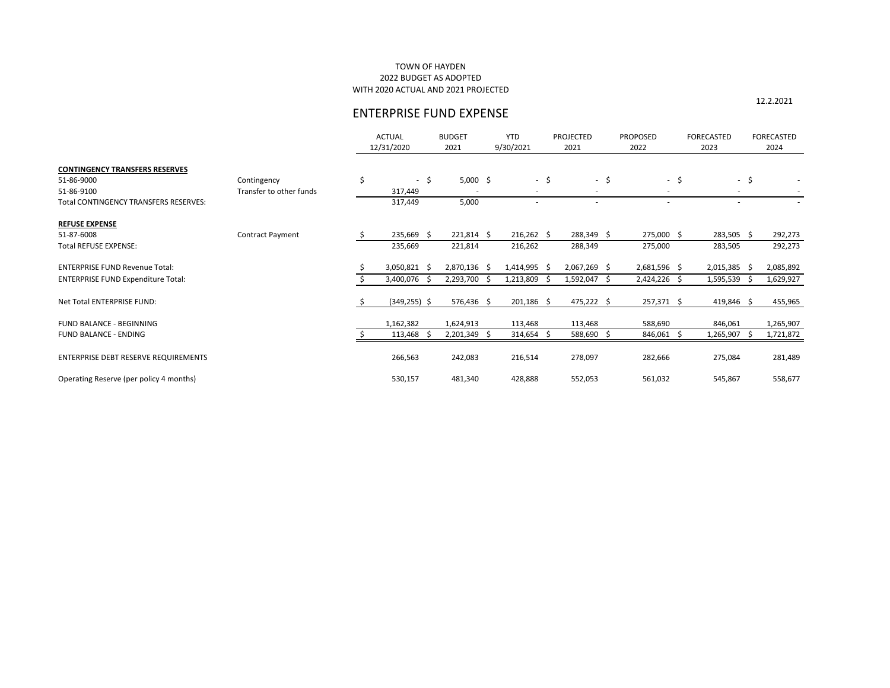TOWN OF HAYDEN
2022 BUDGET AS ADOPTED
WITH 2020 ACTUAL AND 2021 PROJECTED

12.2.2021

# ENTERPRISE FUND EXPENSE

| | | ACTUAL 12/31/2020 | BUDGET 2021 | YTD 9/30/2021 | PROJECTED 2021 | PROPOSED 2022 | FORECASTED 2023 | FORECASTED 2024 |
|---|---|---|---|---|---|---|---|---|
| **CONTINGENCY TRANSFERS RESERVES** | | | | | | | | |
| 51-86-9000 | Contingency | $ - | $ 5,000 | $ - | $ - | $ - | $ - | $ - |
| 51-86-9100 | Transfer to other funds | 317,449 | - | - | - | - | - | - |
| Total CONTINGENCY TRANSFERS RESERVES: | | 317,449 | 5,000 | - | - | - | - | - |
| **REFUSE EXPENSE** | | | | | | | | |
| 51-87-6008 | Contract Payment | $ 235,669 | $ 221,814 | $ 216,262 | $ 288,349 | $ 275,000 | $ 283,505 | $ 292,273 |
| Total REFUSE EXPENSE: | | 235,669 | 221,814 | 216,262 | 288,349 | 275,000 | 283,505 | 292,273 |
| ENTERPRISE FUND Revenue Total: | | $ 3,050,821 | $ 2,870,136 | $ 1,414,995 | $ 2,067,269 | $ 2,681,596 | $ 2,015,385 | $ 2,085,892 |
| ENTERPRISE FUND Expenditure Total: | | $ 3,400,076 | $ 2,293,700 | $ 1,213,809 | $ 1,592,047 | $ 2,424,226 | $ 1,595,539 | $ 1,629,927 |
| Net Total ENTERPRISE FUND: | | $ (349,255) | $ 576,436 | $ 201,186 | $ 475,222 | $ 257,371 | $ 419,846 | $ 455,965 |
| FUND BALANCE - BEGINNING | | 1,162,382 | 1,624,913 | 113,468 | 113,468 | 588,690 | 846,061 | 1,265,907 |
| FUND BALANCE - ENDING | | $ 113,468 | $ 2,201,349 | $ 314,654 | $ 588,690 | $ 846,061 | $ 1,265,907 | $ 1,721,872 |
| ENTERPRISE DEBT RESERVE REQUIREMENTS | | 266,563 | 242,083 | 216,514 | 278,097 | 282,666 | 275,084 | 281,489 |
| Operating Reserve (per policy 4 months) | | 530,157 | 481,340 | 428,888 | 552,053 | 561,032 | 545,867 | 558,677 |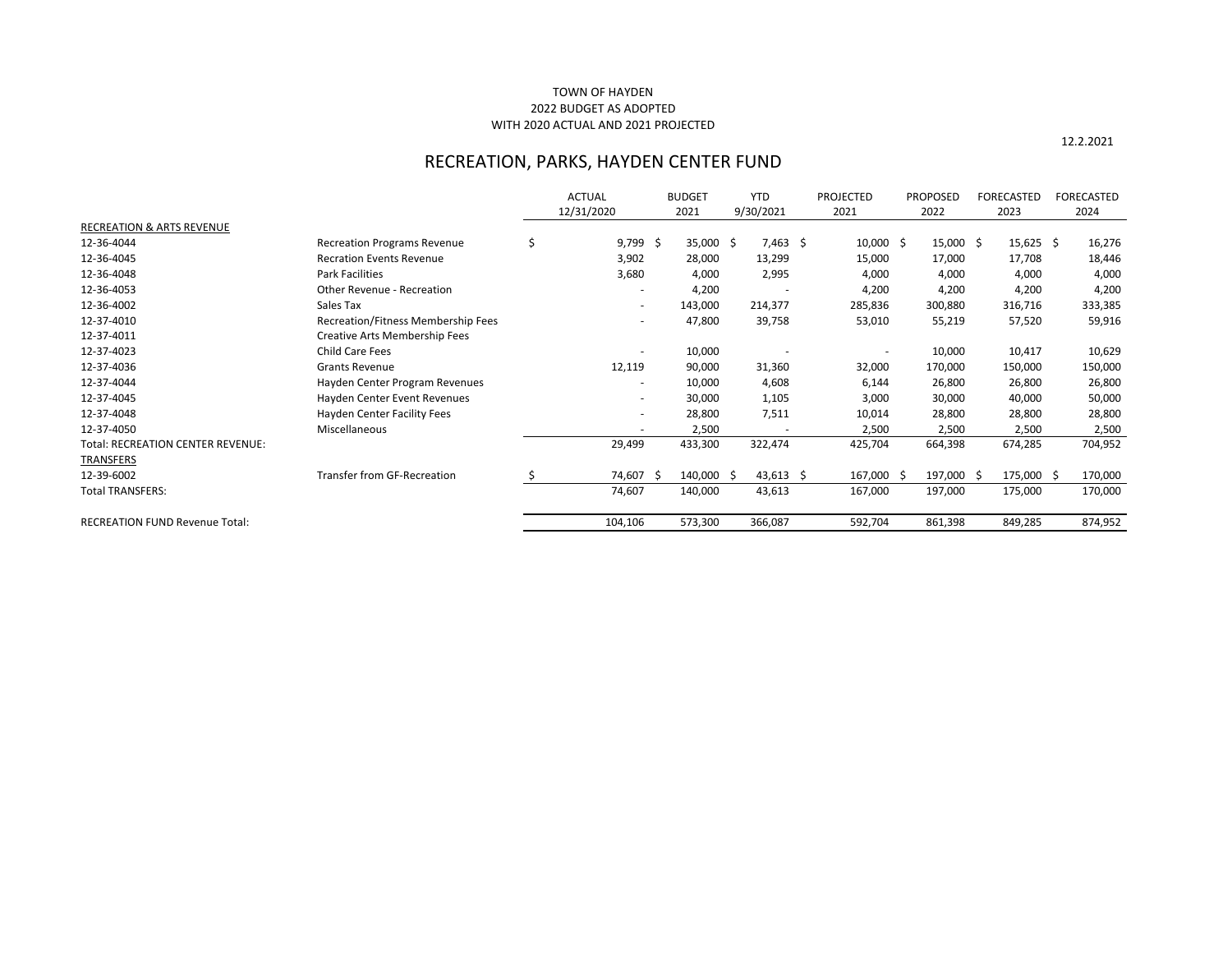TOWN OF HAYDEN
2022 BUDGET AS ADOPTED
WITH 2020 ACTUAL AND 2021 PROJECTED

12.2.2021

# RECREATION, PARKS, HAYDEN CENTER FUND

| | | ACTUAL 12/31/2020 | BUDGET 2021 | YTD 9/30/2021 | PROJECTED 2021 | PROPOSED 2022 | FORECASTED 2023 | FORECASTED 2024 |
|---|---|---|---|---|---|---|---|---|
| RECREATION & ARTS REVENUE | | | | | | | | |
| 12-36-4044 | Recreation Programs Revenue | $ 9,799 | $ 35,000 | $ 7,463 | $ 10,000 | $ 15,000 | $ 15,625 | $ 16,276 |
| 12-36-4045 | Recration Events Revenue | 3,902 | 28,000 | 13,299 | 15,000 | 17,000 | 17,708 | 18,446 |
| 12-36-4048 | Park Facilities | 3,680 | 4,000 | 2,995 | 4,000 | 4,000 | 4,000 | 4,000 |
| 12-36-4053 | Other Revenue - Recreation | - | 4,200 | - | 4,200 | 4,200 | 4,200 | 4,200 |
| 12-36-4002 | Sales Tax | - | 143,000 | 214,377 | 285,836 | 300,880 | 316,716 | 333,385 |
| 12-37-4010 | Recreation/Fitness Membership Fees | - | 47,800 | 39,758 | 53,010 | 55,219 | 57,520 | 59,916 |
| 12-37-4011 | Creative Arts Membership Fees | | | | | | | |
| 12-37-4023 | Child Care Fees | - | 10,000 | - | - | 10,000 | 10,417 | 10,629 |
| 12-37-4036 | Grants Revenue | 12,119 | 90,000 | 31,360 | 32,000 | 170,000 | 150,000 | 150,000 |
| 12-37-4044 | Hayden Center Program Revenues | - | 10,000 | 4,608 | 6,144 | 26,800 | 26,800 | 26,800 |
| 12-37-4045 | Hayden Center Event Revenues | - | 30,000 | 1,105 | 3,000 | 30,000 | 40,000 | 50,000 |
| 12-37-4048 | Hayden Center Facility Fees | - | 28,800 | 7,511 | 10,014 | 28,800 | 28,800 | 28,800 |
| 12-37-4050 | Miscellaneous | - | 2,500 | - | 2,500 | 2,500 | 2,500 | 2,500 |
| Total: RECREATION CENTER REVENUE: | | 29,499 | 433,300 | 322,474 | 425,704 | 664,398 | 674,285 | 704,952 |
| TRANSFERS | | | | | | | | |
| 12-39-6002 | Transfer from GF-Recreation | $ 74,607 | $ 140,000 | $ 43,613 | $ 167,000 | $ 197,000 | $ 175,000 | $ 170,000 |
| Total TRANSFERS: | | 74,607 | 140,000 | 43,613 | 167,000 | 197,000 | 175,000 | 170,000 |
| RECREATION FUND Revenue Total: | | 104,106 | 573,300 | 366,087 | 592,704 | 861,398 | 849,285 | 874,952 |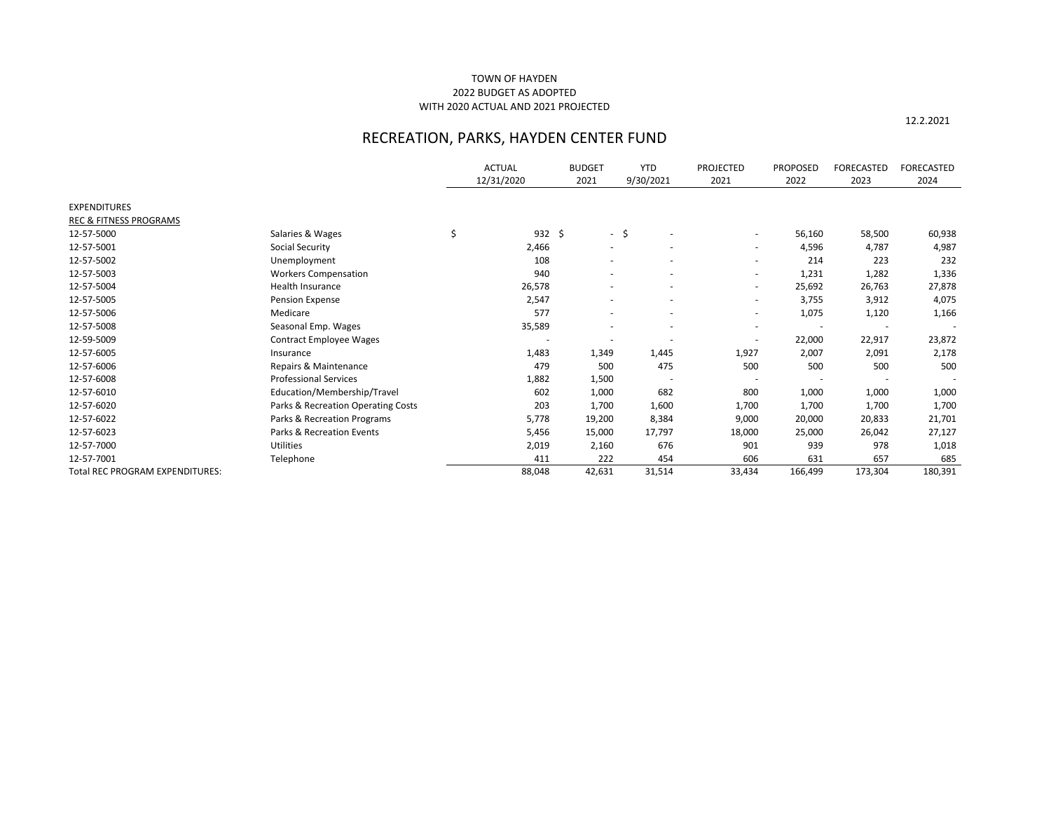TOWN OF HAYDEN
2022 BUDGET AS ADOPTED
WITH 2020 ACTUAL AND 2021 PROJECTED

12.2.2021

# RECREATION, PARKS, HAYDEN CENTER FUND

| | | ACTUAL 12/31/2020 | BUDGET 2021 | YTD 9/30/2021 | PROJECTED 2021 | PROPOSED 2022 | FORECASTED 2023 | FORECASTED 2024 |
|---|---|---|---|---|---|---|---|---|
| EXPENDITURES | | | | | | | | |
| REC & FITNESS PROGRAMS | | | | | | | | |
| 12-57-5000 | Salaries & Wages | $ 932 | $ - | $ - | - | 56,160 | 58,500 | 60,938 |
| 12-57-5001 | Social Security | 2,466 | - | - | - | 4,596 | 4,787 | 4,987 |
| 12-57-5002 | Unemployment | 108 | - | - | - | 214 | 223 | 232 |
| 12-57-5003 | Workers Compensation | 940 | - | - | - | 1,231 | 1,282 | 1,336 |
| 12-57-5004 | Health Insurance | 26,578 | - | - | - | 25,692 | 26,763 | 27,878 |
| 12-57-5005 | Pension Expense | 2,547 | - | - | - | 3,755 | 3,912 | 4,075 |
| 12-57-5006 | Medicare | 577 | - | - | - | 1,075 | 1,120 | 1,166 |
| 12-57-5008 | Seasonal Emp. Wages | 35,589 | - | - | - | - | - | - |
| 12-59-5009 | Contract Employee Wages | - | - | - | - | 22,000 | 22,917 | 23,872 |
| 12-57-6005 | Insurance | 1,483 | 1,349 | 1,445 | 1,927 | 2,007 | 2,091 | 2,178 |
| 12-57-6006 | Repairs & Maintenance | 479 | 500 | 475 | 500 | 500 | 500 | 500 |
| 12-57-6008 | Professional Services | 1,882 | 1,500 | - | - | - | - | - |
| 12-57-6010 | Education/Membership/Travel | 602 | 1,000 | 682 | 800 | 1,000 | 1,000 | 1,000 |
| 12-57-6020 | Parks & Recreation Operating Costs | 203 | 1,700 | 1,600 | 1,700 | 1,700 | 1,700 | 1,700 |
| 12-57-6022 | Parks & Recreation Programs | 5,778 | 19,200 | 8,384 | 9,000 | 20,000 | 20,833 | 21,701 |
| 12-57-6023 | Parks & Recreation Events | 5,456 | 15,000 | 17,797 | 18,000 | 25,000 | 26,042 | 27,127 |
| 12-57-7000 | Utilities | 2,019 | 2,160 | 676 | 901 | 939 | 978 | 1,018 |
| 12-57-7001 | Telephone | 411 | 222 | 454 | 606 | 631 | 657 | 685 |
| Total REC PROGRAM EXPENDITURES: | | 88,048 | 42,631 | 31,514 | 33,434 | 166,499 | 173,304 | 180,391 |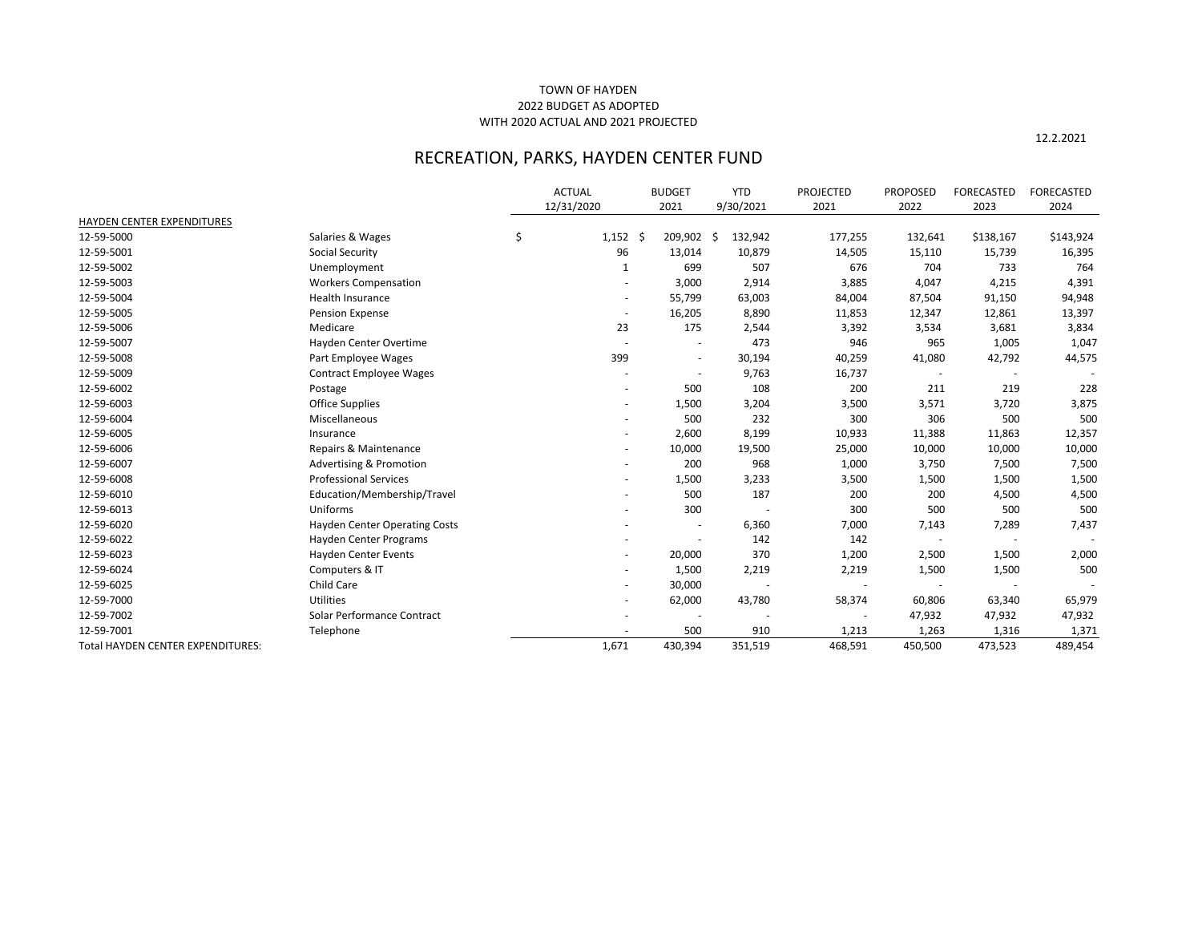TOWN OF HAYDEN
2022 BUDGET AS ADOPTED
WITH 2020 ACTUAL AND 2021 PROJECTED

12.2.2021

# RECREATION, PARKS, HAYDEN CENTER FUND

| | | ACTUAL 12/31/2020 | BUDGET 2021 | YTD 9/30/2021 | PROJECTED 2021 | PROPOSED 2022 | FORECASTED 2023 | FORECASTED 2024 |
|---|---|---|---|---|---|---|---|---|
| HAYDEN CENTER EXPENDITURES | | | | | | | | |
| 12-59-5000 | Salaries & Wages | $ 1,152 | $ 209,902 | $ 132,942 | 177,255 | 132,641 | $138,167 | $143,924 |
| 12-59-5001 | Social Security | 96 | 13,014 | 10,879 | 14,505 | 15,110 | 15,739 | 16,395 |
| 12-59-5002 | Unemployment | 1 | 699 | 507 | 676 | 704 | 733 | 764 |
| 12-59-5003 | Workers Compensation | - | 3,000 | 2,914 | 3,885 | 4,047 | 4,215 | 4,391 |
| 12-59-5004 | Health Insurance | - | 55,799 | 63,003 | 84,004 | 87,504 | 91,150 | 94,948 |
| 12-59-5005 | Pension Expense | - | 16,205 | 8,890 | 11,853 | 12,347 | 12,861 | 13,397 |
| 12-59-5006 | Medicare | 23 | 175 | 2,544 | 3,392 | 3,534 | 3,681 | 3,834 |
| 12-59-5007 | Hayden Center Overtime | - | - | 473 | 946 | 965 | 1,005 | 1,047 |
| 12-59-5008 | Part Employee Wages | 399 | - | 30,194 | 40,259 | 41,080 | 42,792 | 44,575 |
| 12-59-5009 | Contract Employee Wages | - | - | 9,763 | 16,737 | - | - | - |
| 12-59-6002 | Postage | - | 500 | 108 | 200 | 211 | 219 | 228 |
| 12-59-6003 | Office Supplies | - | 1,500 | 3,204 | 3,500 | 3,571 | 3,720 | 3,875 |
| 12-59-6004 | Miscellaneous | - | 500 | 232 | 300 | 306 | 500 | 500 |
| 12-59-6005 | Insurance | - | 2,600 | 8,199 | 10,933 | 11,388 | 11,863 | 12,357 |
| 12-59-6006 | Repairs & Maintenance | - | 10,000 | 19,500 | 25,000 | 10,000 | 10,000 | 10,000 |
| 12-59-6007 | Advertising & Promotion | - | 200 | 968 | 1,000 | 3,750 | 7,500 | 7,500 |
| 12-59-6008 | Professional Services | - | 1,500 | 3,233 | 3,500 | 1,500 | 1,500 | 1,500 |
| 12-59-6010 | Education/Membership/Travel | - | 500 | 187 | 200 | 200 | 4,500 | 4,500 |
| 12-59-6013 | Uniforms | - | 300 | - | 300 | 500 | 500 | 500 |
| 12-59-6020 | Hayden Center Operating Costs | - | - | 6,360 | 7,000 | 7,143 | 7,289 | 7,437 |
| 12-59-6022 | Hayden Center Programs | - | - | 142 | 142 | - | - | - |
| 12-59-6023 | Hayden Center Events | - | 20,000 | 370 | 1,200 | 2,500 | 1,500 | 2,000 |
| 12-59-6024 | Computers & IT | - | 1,500 | 2,219 | 2,219 | 1,500 | 1,500 | 500 |
| 12-59-6025 | Child Care | - | 30,000 | - | - | - | - | - |
| 12-59-7000 | Utilities | - | 62,000 | 43,780 | 58,374 | 60,806 | 63,340 | 65,979 |
| 12-59-7002 | Solar Performance Contract | - | - | - | - | 47,932 | 47,932 | 47,932 |
| 12-59-7001 | Telephone | - | 500 | 910 | 1,213 | 1,263 | 1,316 | 1,371 |
| Total HAYDEN CENTER EXPENDITURES: | | 1,671 | 430,394 | 351,519 | 468,591 | 450,500 | 473,523 | 489,454 |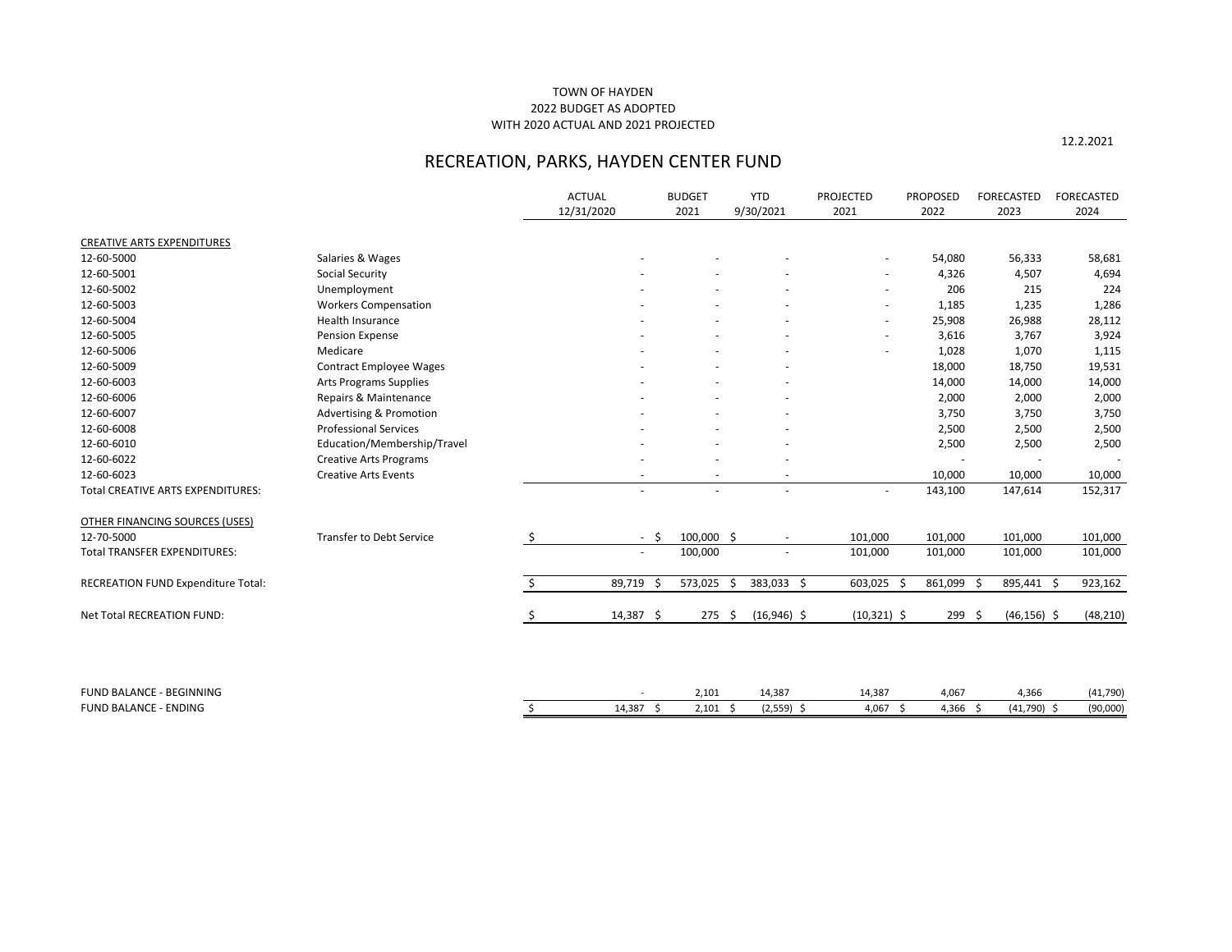TOWN OF HAYDEN
2022 BUDGET AS ADOPTED
WITH 2020 ACTUAL AND 2021 PROJECTED

12.2.2021

# RECREATION, PARKS, HAYDEN CENTER FUND

| | | ACTUAL 12/31/2020 | BUDGET 2021 | YTD 9/30/2021 | PROJECTED 2021 | PROPOSED 2022 | FORECASTED 2023 | FORECASTED 2024 |
|---|---|---|---|---|---|---|---|---|
| CREATIVE ARTS EXPENDITURES | | | | | | | | |
| 12-60-5000 | Salaries & Wages | - | - | - | - | 54,080 | 56,333 | 58,681 |
| 12-60-5001 | Social Security | - | - | - | - | 4,326 | 4,507 | 4,694 |
| 12-60-5002 | Unemployment | - | - | - | - | 206 | 215 | 224 |
| 12-60-5003 | Workers Compensation | - | - | - | - | 1,185 | 1,235 | 1,286 |
| 12-60-5004 | Health Insurance | - | - | - | - | 25,908 | 26,988 | 28,112 |
| 12-60-5005 | Pension Expense | - | - | - | - | 3,616 | 3,767 | 3,924 |
| 12-60-5006 | Medicare | - | - | - | - | 1,028 | 1,070 | 1,115 |
| 12-60-5009 | Contract Employee Wages | - | - | - | | 18,000 | 18,750 | 19,531 |
| 12-60-6003 | Arts Programs Supplies | - | - | - | | 14,000 | 14,000 | 14,000 |
| 12-60-6006 | Repairs & Maintenance | - | - | - | | 2,000 | 2,000 | 2,000 |
| 12-60-6007 | Advertising & Promotion | - | - | - | | 3,750 | 3,750 | 3,750 |
| 12-60-6008 | Professional Services | - | - | - | | 2,500 | 2,500 | 2,500 |
| 12-60-6010 | Education/Membership/Travel | - | - | - | | 2,500 | 2,500 | 2,500 |
| 12-60-6022 | Creative Arts Programs | - | - | - | | - | - | - |
| 12-60-6023 | Creative Arts Events | - | - | - | | 10,000 | 10,000 | 10,000 |
| Total CREATIVE ARTS EXPENDITURES: | | - | - | - | - | 143,100 | 147,614 | 152,317 |
| OTHER FINANCING SOURCES (USES) | | | | | | | | |
| 12-70-5000 | Transfer to Debt Service | $ - | $ 100,000 | $ - | 101,000 | 101,000 | 101,000 | 101,000 |
| Total TRANSFER EXPENDITURES: | | - | 100,000 | - | 101,000 | 101,000 | 101,000 | 101,000 |
| RECREATION FUND Expenditure Total: | | $ 89,719 | $ 573,025 | $ 383,033 | $ 603,025 | $ 861,099 | $ 895,441 | $ 923,162 |
| Net Total RECREATION FUND: | | $ 14,387 | $ 275 | $ (16,946) | $ (10,321) | $ 299 | $ (46,156) | $ (48,210) |
| FUND BALANCE - BEGINNING | | - | 2,101 | 14,387 | 14,387 | 4,067 | 4,366 | (41,790) |
| FUND BALANCE - ENDING | | $ 14,387 | $ 2,101 | $ (2,559) | $ 4,067 | $ 4,366 | $ (41,790) | $ (90,000) |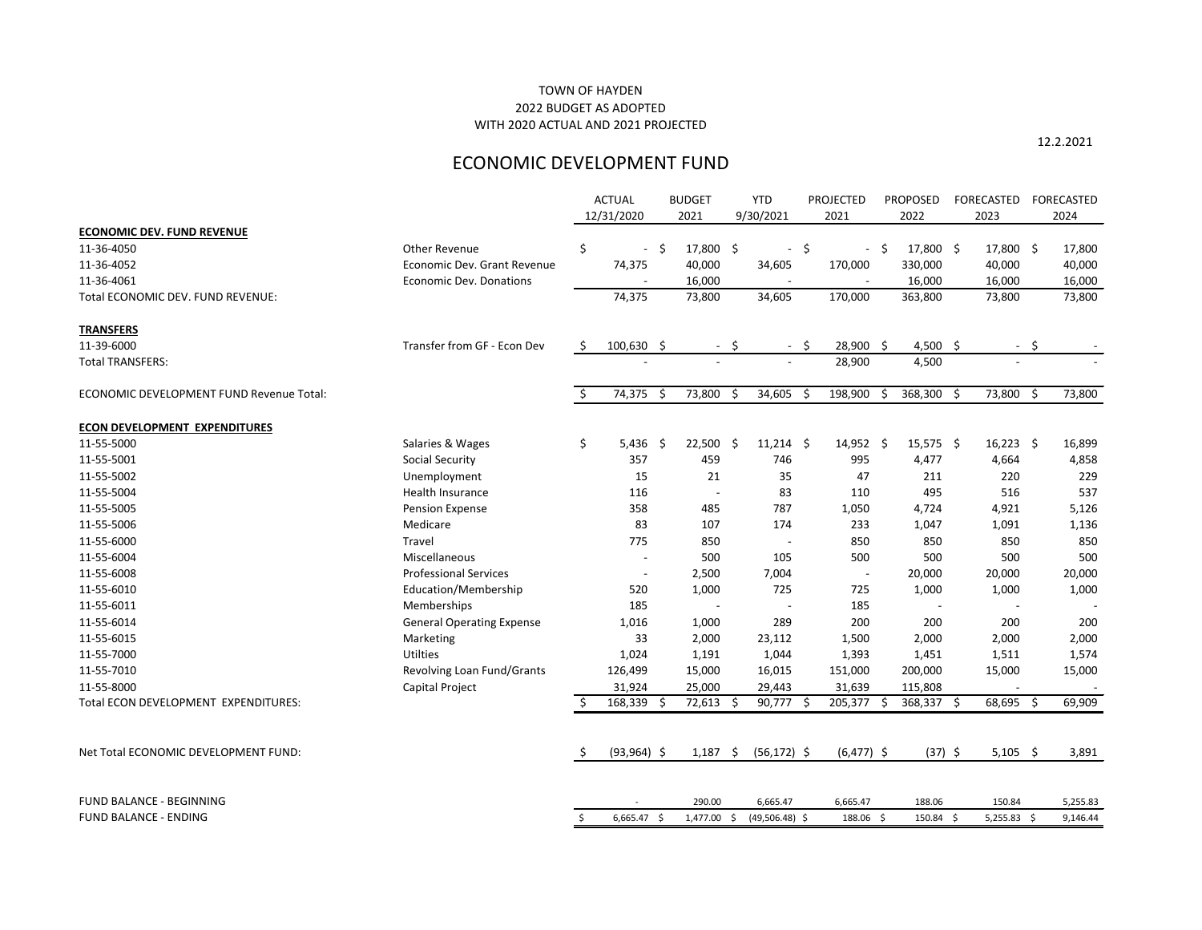TOWN OF HAYDEN
2022 BUDGET AS ADOPTED
WITH 2020 ACTUAL AND 2021 PROJECTED

12.2.2021

# ECONOMIC DEVELOPMENT FUND

| | | ACTUAL 12/31/2020 | BUDGET 2021 | YTD 9/30/2021 | PROJECTED 2021 | PROPOSED 2022 | FORECASTED 2023 | FORECASTED 2024 |
|---|---|---|---|---|---|---|---|---|
| **ECONOMIC DEV. FUND REVENUE** | | | | | | | | |
| 11-36-4050 | Other Revenue | $ - | $ 17,800 | $ - | $ - | $ 17,800 | $ 17,800 | $ 17,800 |
| 11-36-4052 | Economic Dev. Grant Revenue | 74,375 | 40,000 | 34,605 | 170,000 | 330,000 | 40,000 | 40,000 |
| 11-36-4061 | Economic Dev. Donations | - | 16,000 | - | - | 16,000 | 16,000 | 16,000 |
| Total ECONOMIC DEV. FUND REVENUE: | | 74,375 | 73,800 | 34,605 | 170,000 | 363,800 | 73,800 | 73,800 |
| **TRANSFERS** | | | | | | | | |
| 11-39-6000 | Transfer from GF - Econ Dev | $ 100,630 | $ - | $ - | $ 28,900 | $ 4,500 | $ - | $ - |
| Total TRANSFERS: | | - | - | - | 28,900 | 4,500 | - | - |
| ECONOMIC DEVELOPMENT FUND Revenue Total: | | $ 74,375 | $ 73,800 | $ 34,605 | $ 198,900 | $ 368,300 | $ 73,800 | $ 73,800 |
| **ECON DEVELOPMENT EXPENDITURES** | | | | | | | | |
| 11-55-5000 | Salaries & Wages | $ 5,436 | $ 22,500 | $ 11,214 | $ 14,952 | $ 15,575 | $ 16,223 | $ 16,899 |
| 11-55-5001 | Social Security | 357 | 459 | 746 | 995 | 4,477 | 4,664 | 4,858 |
| 11-55-5002 | Unemployment | 15 | 21 | 35 | 47 | 211 | 220 | 229 |
| 11-55-5004 | Health Insurance | 116 | - | 83 | 110 | 495 | 516 | 537 |
| 11-55-5005 | Pension Expense | 358 | 485 | 787 | 1,050 | 4,724 | 4,921 | 5,126 |
| 11-55-5006 | Medicare | 83 | 107 | 174 | 233 | 1,047 | 1,091 | 1,136 |
| 11-55-6000 | Travel | 775 | 850 | - | 850 | 850 | 850 | 850 |
| 11-55-6004 | Miscellaneous | - | 500 | 105 | 500 | 500 | 500 | 500 |
| 11-55-6008 | Professional Services | - | 2,500 | 7,004 | - | 20,000 | 20,000 | 20,000 |
| 11-55-6010 | Education/Membership | 520 | 1,000 | 725 | 725 | 1,000 | 1,000 | 1,000 |
| 11-55-6011 | Memberships | 185 | - | - | 185 | - | - | - |
| 11-55-6014 | General Operating Expense | 1,016 | 1,000 | 289 | 200 | 200 | 200 | 200 |
| 11-55-6015 | Marketing | 33 | 2,000 | 23,112 | 1,500 | 2,000 | 2,000 | 2,000 |
| 11-55-7000 | Utilties | 1,024 | 1,191 | 1,044 | 1,393 | 1,451 | 1,511 | 1,574 |
| 11-55-7010 | Revolving Loan Fund/Grants | 126,499 | 15,000 | 16,015 | 151,000 | 200,000 | 15,000 | 15,000 |
| 11-55-8000 | Capital Project | 31,924 | 25,000 | 29,443 | 31,639 | 115,808 | - | - |
| Total ECON DEVELOPMENT EXPENDITURES: | | $ 168,339 | $ 72,613 | $ 90,777 | $ 205,377 | $ 368,337 | $ 68,695 | $ 69,909 |
| Net Total ECONOMIC DEVELOPMENT FUND: | | $ (93,964) | $ 1,187 | $ (56,172) | $ (6,477) | $ (37) | $ 5,105 | $ 3,891 |
| FUND BALANCE - BEGINNING | | - | 290.00 | 6,665.47 | 6,665.47 | 188.06 | 150.84 | 5,255.83 |
| FUND BALANCE - ENDING | | $ 6,665.47 | $ 1,477.00 | $ (49,506.48) | $ 188.06 | $ 150.84 | $ 5,255.83 | $ 9,146.44 |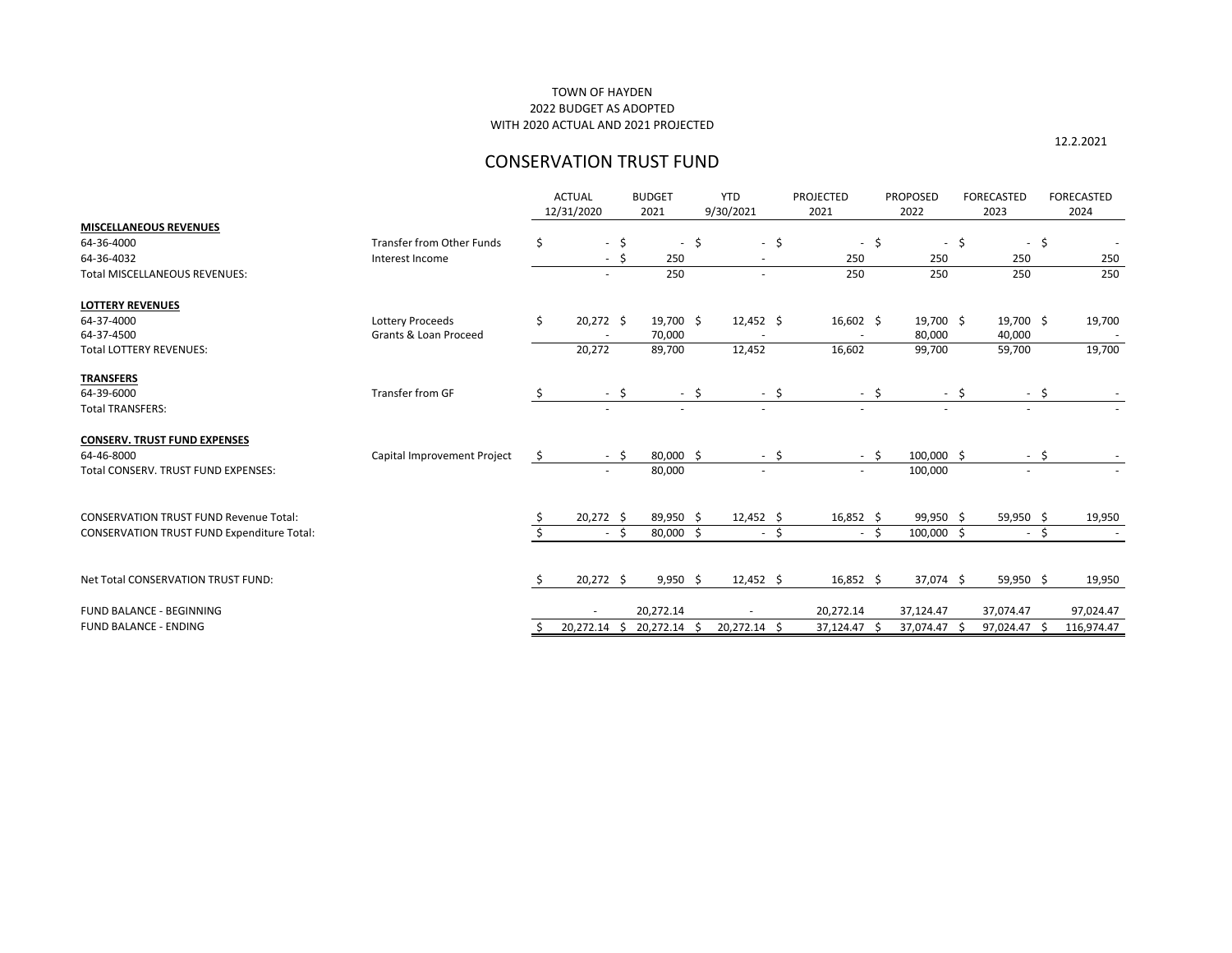TOWN OF HAYDEN
2022 BUDGET AS ADOPTED
WITH 2020 ACTUAL AND 2021 PROJECTED

12.2.2021

# CONSERVATION TRUST FUND

| | | ACTUAL 12/31/2020 | BUDGET 2021 | YTD 9/30/2021 | PROJECTED 2021 | PROPOSED 2022 | FORECASTED 2023 | FORECASTED 2024 |
|---|---|---|---|---|---|---|---|---|
| **MISCELLANEOUS REVENUES** | | | | | | | | |
| 64-36-4000 | Transfer from Other Funds | $ - | $ - | $ - | $ - | $ - | $ - | $ - |
| 64-36-4032 | Interest Income | - | $ 250 | - | 250 | 250 | 250 | 250 |
| Total MISCELLANEOUS REVENUES: | | - | 250 | - | 250 | 250 | 250 | 250 |
| **LOTTERY REVENUES** | | | | | | | | |
| 64-37-4000 | Lottery Proceeds | $ 20,272 | $ 19,700 | $ 12,452 | $ 16,602 | $ 19,700 | $ 19,700 | $ 19,700 |
| 64-37-4500 | Grants & Loan Proceed | - | 70,000 | - | - | 80,000 | 40,000 | - |
| Total LOTTERY REVENUES: | | 20,272 | 89,700 | 12,452 | 16,602 | 99,700 | 59,700 | 19,700 |
| **TRANSFERS** | | | | | | | | |
| 64-39-6000 | Transfer from GF | $ - | $ - | $ - | $ - | $ - | $ - | $ - |
| Total TRANSFERS: | | - | - | - | - | - | - | - |
| **CONSERV. TRUST FUND EXPENSES** | | | | | | | | |
| 64-46-8000 | Capital Improvement Project | $ - | $ 80,000 | $ - | $ - | $ 100,000 | $ - | $ - |
| Total CONSERV. TRUST FUND EXPENSES: | | - | 80,000 | - | - | 100,000 | - | - |
| CONSERVATION TRUST FUND Revenue Total: | | $ 20,272 | $ 89,950 | $ 12,452 | $ 16,852 | $ 99,950 | $ 59,950 | $ 19,950 |
| CONSERVATION TRUST FUND Expenditure Total: | | $ - | $ 80,000 | $ - | $ - | $ 100,000 | $ - | $ - |
| Net Total CONSERVATION TRUST FUND: | | $ 20,272 | $ 9,950 | $ 12,452 | $ 16,852 | $ 37,074 | $ 59,950 | $ 19,950 |
| FUND BALANCE - BEGINNING | | - | 20,272.14 | - | 20,272.14 | 37,124.47 | 37,074.47 | 97,024.47 |
| FUND BALANCE - ENDING | | $ 20,272.14 | $ 20,272.14 | $ 20,272.14 | $ 37,124.47 | $ 37,074.47 | $ 97,024.47 | $ 116,974.47 |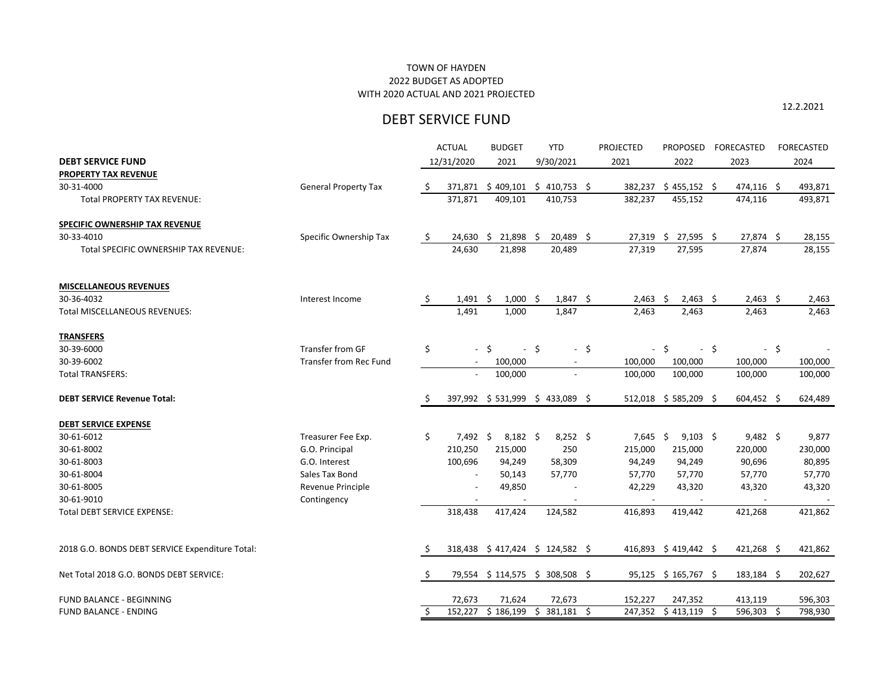TOWN OF HAYDEN
2022 BUDGET AS ADOPTED
WITH 2020 ACTUAL AND 2021 PROJECTED

12.2.2021

## DEBT SERVICE FUND

| DEBT SERVICE FUND | | ACTUAL 12/31/2020 | BUDGET 2021 | YTD 9/30/2021 | PROJECTED 2021 | PROPOSED 2022 | FORECASTED 2023 | FORECASTED 2024 |
|---|---|---|---|---|---|---|---|---|
| **PROPERTY TAX REVENUE** | | | | | | | | |
| 30-31-4000 | General Property Tax | $ 371,871 | $ 409,101 | $ 410,753 | $ 382,237 | $ 455,152 | $ 474,116 | $ 493,871 |
| Total PROPERTY TAX REVENUE: | | 371,871 | 409,101 | 410,753 | 382,237 | 455,152 | 474,116 | 493,871 |
| **SPECIFIC OWNERSHIP TAX REVENUE** | | | | | | | | |
| 30-33-4010 | Specific Ownership Tax | $ 24,630 | $ 21,898 | $ 20,489 | $ 27,319 | $ 27,595 | $ 27,874 | $ 28,155 |
| Total SPECIFIC OWNERSHIP TAX REVENUE: | | 24,630 | 21,898 | 20,489 | 27,319 | 27,595 | 27,874 | 28,155 |
| **MISCELLANEOUS REVENUES** | | | | | | | | |
| 30-36-4032 | Interest Income | $ 1,491 | $ 1,000 | $ 1,847 | $ 2,463 | $ 2,463 | $ 2,463 | $ 2,463 |
| Total MISCELLANEOUS REVENUES: | | 1,491 | 1,000 | 1,847 | 2,463 | 2,463 | 2,463 | 2,463 |
| **TRANSFERS** | | | | | | | | |
| 30-39-6000 | Transfer from GF | $ - | $ - | $ - | $ - | $ - | $ - | $ - |
| 30-39-6002 | Transfer from Rec Fund | - | 100,000 | - | 100,000 | 100,000 | 100,000 | 100,000 |
| Total TRANSFERS: | | - | 100,000 | - | 100,000 | 100,000 | 100,000 | 100,000 |
| **DEBT SERVICE Revenue Total:** | | $ 397,992 | $ 531,999 | $ 433,089 | $ 512,018 | $ 585,209 | $ 604,452 | $ 624,489 |
| **DEBT SERVICE EXPENSE** | | | | | | | | |
| 30-61-6012 | Treasurer Fee Exp. | $ 7,492 | $ 8,182 | $ 8,252 | $ 7,645 | $ 9,103 | $ 9,482 | $ 9,877 |
| 30-61-8002 | G.O. Principal | 210,250 | 215,000 | 250 | 215,000 | 215,000 | 220,000 | 230,000 |
| 30-61-8003 | G.O. Interest | 100,696 | 94,249 | 58,309 | 94,249 | 94,249 | 90,696 | 80,895 |
| 30-61-8004 | Sales Tax Bond | - | 50,143 | 57,770 | 57,770 | 57,770 | 57,770 | 57,770 |
| 30-61-8005 | Revenue Principle | - | 49,850 | - | 42,229 | 43,320 | 43,320 | 43,320 |
| 30-61-9010 | Contingency | - | - | - | - | - | - | - |
| Total DEBT SERVICE EXPENSE: | | 318,438 | 417,424 | 124,582 | 416,893 | 419,442 | 421,268 | 421,862 |
| 2018 G.O. BONDS DEBT SERVICE Expenditure Total: | | $ 318,438 | $ 417,424 | $ 124,582 | $ 416,893 | $ 419,442 | $ 421,268 | $ 421,862 |
| Net Total 2018 G.O. BONDS DEBT SERVICE: | | $ 79,554 | $ 114,575 | $ 308,508 | $ 95,125 | $ 165,767 | $ 183,184 | $ 202,627 |
| FUND BALANCE - BEGINNING | | 72,673 | 71,624 | 72,673 | 152,227 | 247,352 | 413,119 | 596,303 |
| FUND BALANCE - ENDING | | $ 152,227 | $ 186,199 | $ 381,181 | $ 247,352 | $ 413,119 | $ 596,303 | $ 798,930 |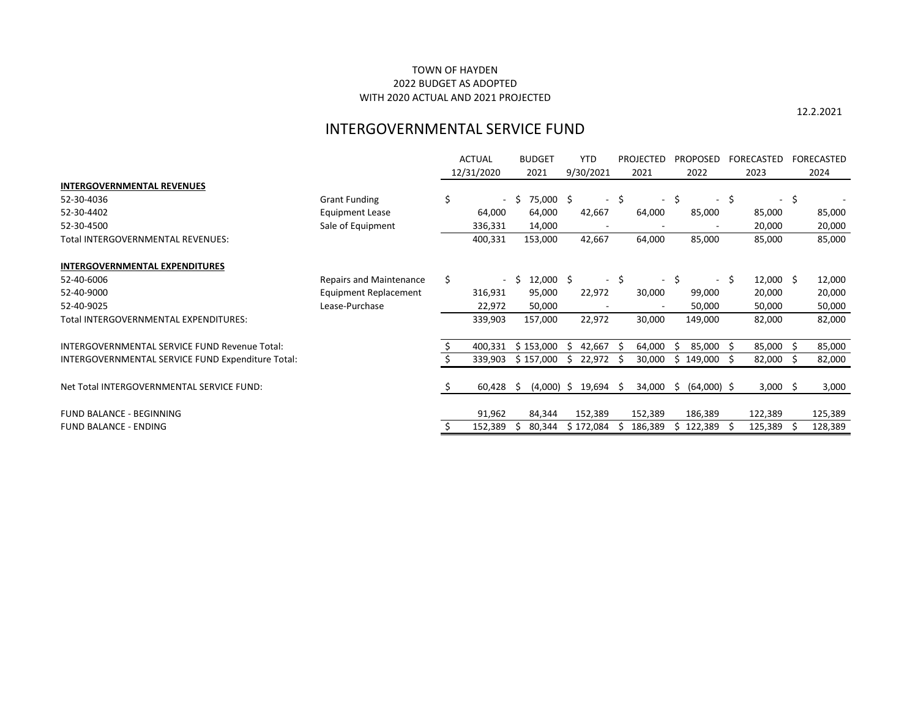TOWN OF HAYDEN
2022 BUDGET AS ADOPTED
WITH 2020 ACTUAL AND 2021 PROJECTED

12.2.2021

# INTERGOVERNMENTAL SERVICE FUND

| | | ACTUAL 12/31/2020 | BUDGET 2021 | YTD 9/30/2021 | PROJECTED 2021 | PROPOSED 2022 | FORECASTED 2023 | FORECASTED 2024 |
|---|---|---|---|---|---|---|---|---|
| **INTERGOVERNMENTAL REVENUES** | | | | | | | | |
| 52-30-4036 | Grant Funding | $ - | $ 75,000 | $ - | $ - | $ - | $ - | $ - |
| 52-30-4402 | Equipment Lease | 64,000 | 64,000 | 42,667 | 64,000 | 85,000 | 85,000 | 85,000 |
| 52-30-4500 | Sale of Equipment | 336,331 | 14,000 | - | - | - | 20,000 | 20,000 |
| Total INTERGOVERNMENTAL REVENUES: | | 400,331 | 153,000 | 42,667 | 64,000 | 85,000 | 85,000 | 85,000 |
| **INTERGOVERNMENTAL EXPENDITURES** | | | | | | | | |
| 52-40-6006 | Repairs and Maintenance | $ - | $ 12,000 | $ - | $ - | $ - | $ 12,000 | $ 12,000 |
| 52-40-9000 | Equipment Replacement | 316,931 | 95,000 | 22,972 | 30,000 | 99,000 | 20,000 | 20,000 |
| 52-40-9025 | Lease-Purchase | 22,972 | 50,000 | - | - | 50,000 | 50,000 | 50,000 |
| Total INTERGOVERNMENTAL EXPENDITURES: | | 339,903 | 157,000 | 22,972 | 30,000 | 149,000 | 82,000 | 82,000 |
| INTERGOVERNMENTAL SERVICE FUND Revenue Total: | | $ 400,331 | $ 153,000 | $ 42,667 | $ 64,000 | $ 85,000 | $ 85,000 | $ 85,000 |
| INTERGOVERNMENTAL SERVICE FUND Expenditure Total: | | $ 339,903 | $ 157,000 | $ 22,972 | $ 30,000 | $ 149,000 | $ 82,000 | $ 82,000 |
| Net Total INTERGOVERNMENTAL SERVICE FUND: | | $ 60,428 | $ (4,000) | $ 19,694 | $ 34,000 | $ (64,000) | $ 3,000 | $ 3,000 |
| FUND BALANCE - BEGINNING | | 91,962 | 84,344 | 152,389 | 152,389 | 186,389 | 122,389 | 125,389 |
| FUND BALANCE - ENDING | | $ 152,389 | $ 80,344 | $ 172,084 | $ 186,389 | $ 122,389 | $ 125,389 | $ 128,389 |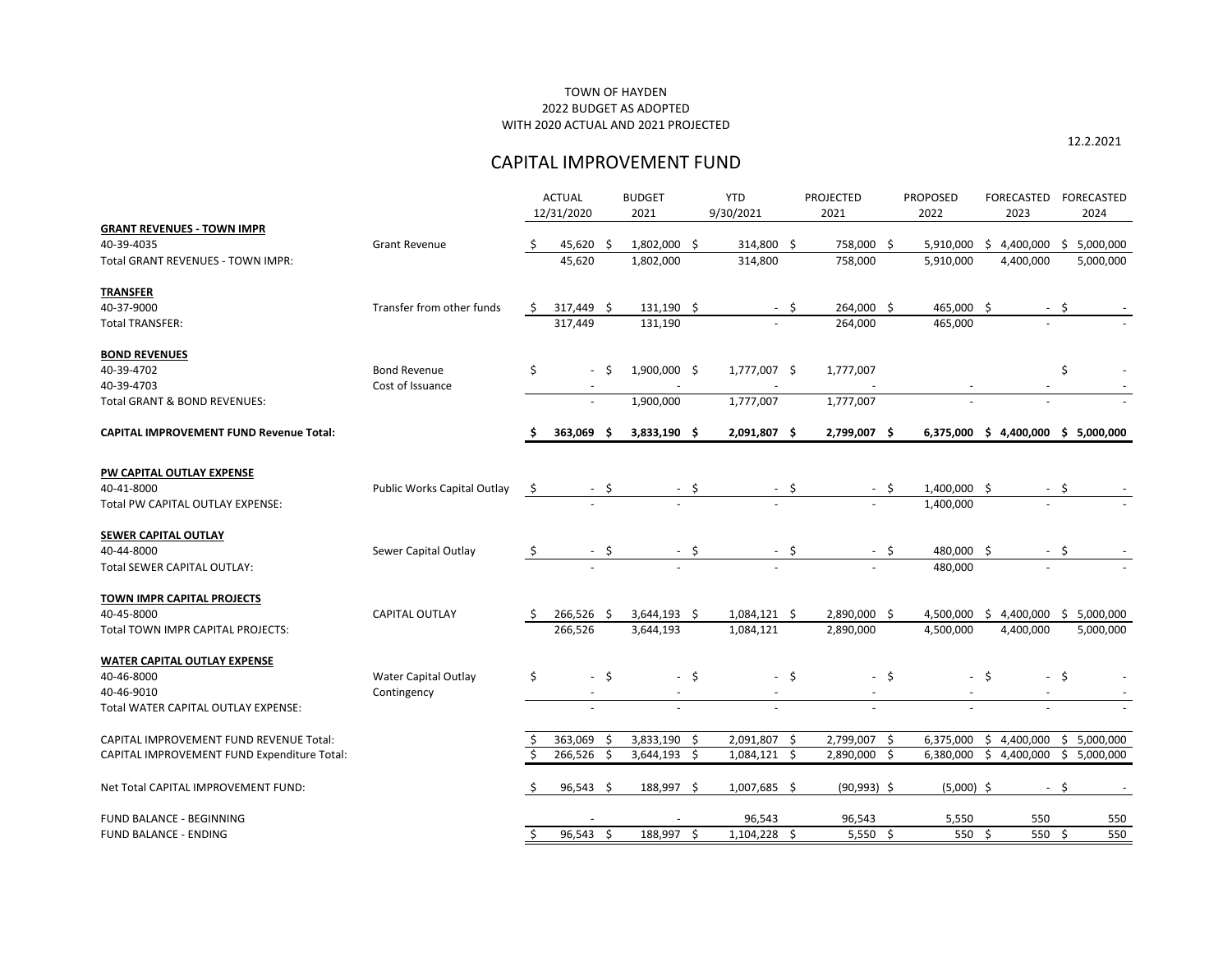TOWN OF HAYDEN
2022 BUDGET AS ADOPTED
WITH 2020 ACTUAL AND 2021 PROJECTED

12.2.2021

## CAPITAL IMPROVEMENT FUND

| | | ACTUAL 12/31/2020 | BUDGET 2021 | YTD 9/30/2021 | PROJECTED 2021 | PROPOSED 2022 | FORECASTED 2023 | FORECASTED 2024 |
|---|---|---|---|---|---|---|---|---|
| **GRANT REVENUES - TOWN IMPR** | | | | | | | | |
| 40-39-4035 | Grant Revenue | $ 45,620 | $ 1,802,000 | $ 314,800 | $ 758,000 | $ 5,910,000 | $ 4,400,000 | $ 5,000,000 |
| Total GRANT REVENUES - TOWN IMPR: | | 45,620 | 1,802,000 | 314,800 | 758,000 | 5,910,000 | 4,400,000 | 5,000,000 |
| **TRANSFER** | | | | | | | | |
| 40-37-9000 | Transfer from other funds | $ 317,449 | $ 131,190 | $ - | $ 264,000 | $ 465,000 | $ - | $ - |
| Total TRANSFER: | | 317,449 | 131,190 | - | 264,000 | 465,000 | - | - |
| **BOND REVENUES** | | | | | | | | |
| 40-39-4702 | Bond Revenue | $ - | $ 1,900,000 | $ 1,777,007 | $ 1,777,007 | | | $ - |
| 40-39-4703 | Cost of Issuance | - | - | - | - | - | - | - |
| Total GRANT & BOND REVENUES: | | - | 1,900,000 | 1,777,007 | 1,777,007 | - | - | - |
| **CAPITAL IMPROVEMENT FUND Revenue Total:** | | **$ 363,069** | **$ 3,833,190** | **$ 2,091,807** | **$ 2,799,007** | **$ 6,375,000** | **$ 4,400,000** | **$ 5,000,000** |
| **PW CAPITAL OUTLAY EXPENSE** | | | | | | | | |
| 40-41-8000 | Public Works Capital Outlay | $ - | $ - | $ - | $ - | $ 1,400,000 | $ - | $ - |
| Total PW CAPITAL OUTLAY EXPENSE: | | - | - | - | - | 1,400,000 | - | - |
| **SEWER CAPITAL OUTLAY** | | | | | | | | |
| 40-44-8000 | Sewer Capital Outlay | $ - | $ - | $ - | $ - | $ 480,000 | $ - | $ - |
| Total SEWER CAPITAL OUTLAY: | | - | - | - | - | 480,000 | - | - |
| **TOWN IMPR CAPITAL PROJECTS** | | | | | | | | |
| 40-45-8000 | CAPITAL OUTLAY | $ 266,526 | $ 3,644,193 | $ 1,084,121 | $ 2,890,000 | $ 4,500,000 | $ 4,400,000 | $ 5,000,000 |
| Total TOWN IMPR CAPITAL PROJECTS: | | 266,526 | 3,644,193 | 1,084,121 | 2,890,000 | 4,500,000 | 4,400,000 | 5,000,000 |
| **WATER CAPITAL OUTLAY EXPENSE** | | | | | | | | |
| 40-46-8000 | Water Capital Outlay | $ - | $ - | $ - | $ - | $ - | $ - | $ - |
| 40-46-9010 | Contingency | - | - | - | - | - | - | - |
| Total WATER CAPITAL OUTLAY EXPENSE: | | - | - | - | - | - | - | - |
| CAPITAL IMPROVEMENT FUND REVENUE Total: | | $ 363,069 | $ 3,833,190 | $ 2,091,807 | $ 2,799,007 | $ 6,375,000 | $ 4,400,000 | $ 5,000,000 |
| CAPITAL IMPROVEMENT FUND Expenditure Total: | | $ 266,526 | $ 3,644,193 | $ 1,084,121 | $ 2,890,000 | $ 6,380,000 | $ 4,400,000 | $ 5,000,000 |
| Net Total CAPITAL IMPROVEMENT FUND: | | $ 96,543 | $ 188,997 | $ 1,007,685 | $ (90,993) | $ (5,000) | $ - | $ - |
| FUND BALANCE - BEGINNING | | - | - | 96,543 | 96,543 | 5,550 | 550 | 550 |
| FUND BALANCE - ENDING | | $ 96,543 | $ 188,997 | $ 1,104,228 | $ 5,550 | $ 550 | $ 550 | $ 550 |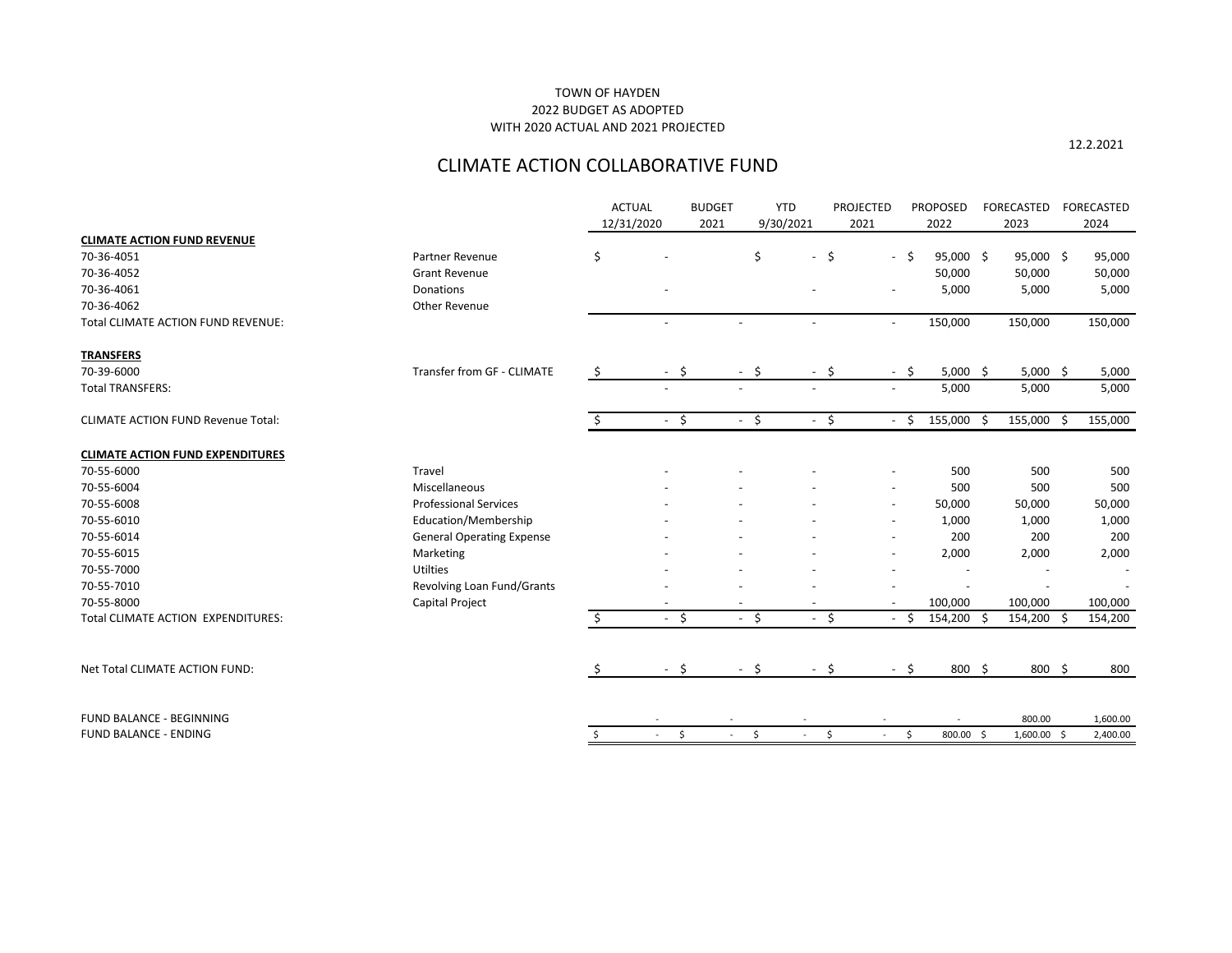TOWN OF HAYDEN
2022 BUDGET AS ADOPTED
WITH 2020 ACTUAL AND 2021 PROJECTED

12.2.2021

# CLIMATE ACTION COLLABORATIVE FUND

| | | ACTUAL 12/31/2020 | BUDGET 2021 | YTD 9/30/2021 | PROJECTED 2021 | PROPOSED 2022 | FORECASTED 2023 | FORECASTED 2024 |
|---|---|---|---|---|---|---|---|---|
| **CLIMATE ACTION FUND REVENUE** | | | | | | | | |
| 70-36-4051 | Partner Revenue | $ - | | $ - | $ - | $ 95,000 | $ 95,000 | $ 95,000 |
| 70-36-4052 | Grant Revenue | | | | | 50,000 | 50,000 | 50,000 |
| 70-36-4061 | Donations | - | | - | - | 5,000 | 5,000 | 5,000 |
| 70-36-4062 | Other Revenue | | | | | | | |
| Total CLIMATE ACTION FUND REVENUE: | | - | - | - | - | 150,000 | 150,000 | 150,000 |
| **TRANSFERS** | | | | | | | | |
| 70-39-6000 | Transfer from GF - CLIMATE | $ - | $ - | $ - | $ - | $ 5,000 | $ 5,000 | $ 5,000 |
| Total TRANSFERS: | | - | - | - | - | 5,000 | 5,000 | 5,000 |
| CLIMATE ACTION FUND Revenue Total: | | $ - | $ - | $ - | $ - | $ 155,000 | $ 155,000 | $ 155,000 |
| **CLIMATE ACTION FUND EXPENDITURES** | | | | | | | | |
| 70-55-6000 | Travel | - | - | - | - | 500 | 500 | 500 |
| 70-55-6004 | Miscellaneous | - | - | - | - | 500 | 500 | 500 |
| 70-55-6008 | Professional Services | - | - | - | - | 50,000 | 50,000 | 50,000 |
| 70-55-6010 | Education/Membership | - | - | - | - | 1,000 | 1,000 | 1,000 |
| 70-55-6014 | General Operating Expense | - | - | - | - | 200 | 200 | 200 |
| 70-55-6015 | Marketing | - | - | - | - | 2,000 | 2,000 | 2,000 |
| 70-55-7000 | Utilties | - | - | - | - | - | - | - |
| 70-55-7010 | Revolving Loan Fund/Grants | - | - | - | - | - | - | - |
| 70-55-8000 | Capital Project | - | - | - | - | 100,000 | 100,000 | 100,000 |
| Total CLIMATE ACTION EXPENDITURES: | | $ - | $ - | $ - | $ - | $ 154,200 | $ 154,200 | $ 154,200 |
| Net Total CLIMATE ACTION FUND: | | $ - | $ - | $ - | $ - | $ 800 | $ 800 | $ 800 |
| FUND BALANCE - BEGINNING | | - | - | - | - | - | 800.00 | 1,600.00 |
| FUND BALANCE - ENDING | | $ - | $ - | $ - | $ - | $ 800.00 | $ 1,600.00 | $ 2,400.00 |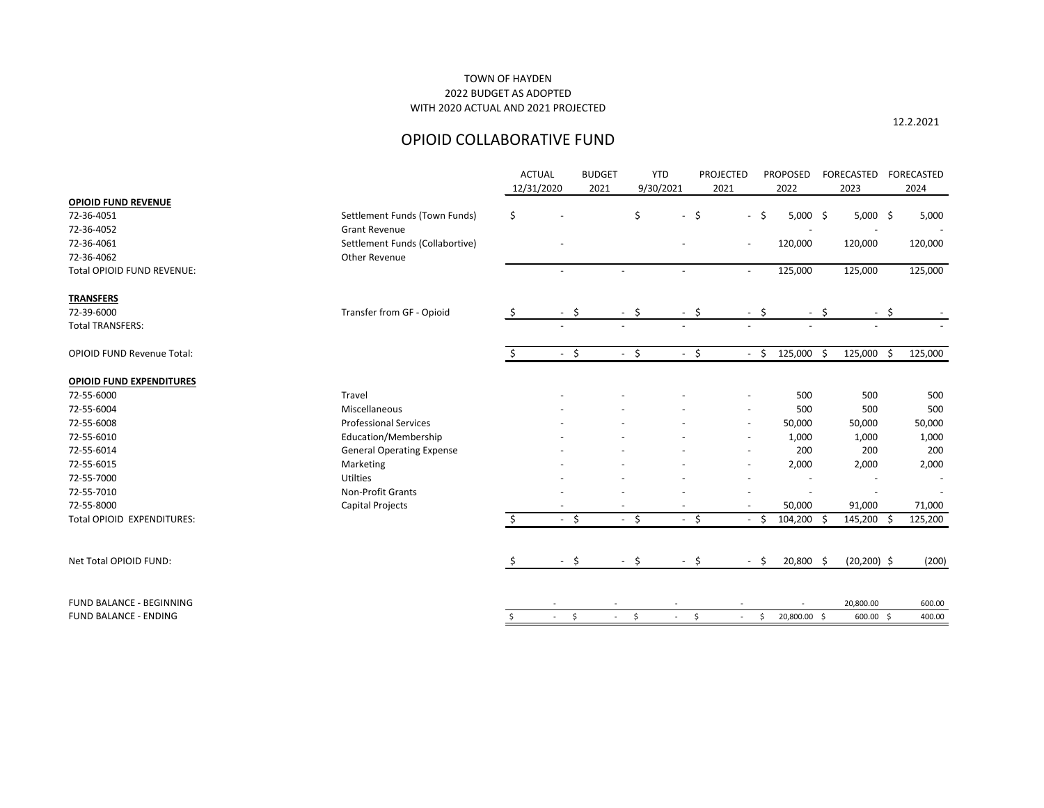TOWN OF HAYDEN
2022 BUDGET AS ADOPTED
WITH 2020 ACTUAL AND 2021 PROJECTED

12.2.2021

# OPIOID COLLABORATIVE FUND

| | | ACTUAL 12/31/2020 | BUDGET 2021 | YTD 9/30/2021 | PROJECTED 2021 | PROPOSED 2022 | FORECASTED 2023 | FORECASTED 2024 |
|---|---|---|---|---|---|---|---|---|
| **OPIOID FUND REVENUE** | | | | | | | | |
| 72-36-4051 | Settlement Funds (Town Funds) | $ - | | $ - | $ - | $ 5,000 | $ 5,000 | $ 5,000 |
| 72-36-4052 | Grant Revenue | | | | | - | - | - |
| 72-36-4061 | Settlement Funds (Collabortive) | - | | - | - | 120,000 | 120,000 | 120,000 |
| 72-36-4062 | Other Revenue | | | | | | | |
| Total OPIOID FUND REVENUE: | | - | - | - | - | 125,000 | 125,000 | 125,000 |
| **TRANSFERS** | | | | | | | | |
| 72-39-6000 | Transfer from GF - Opioid | $ - | $ - | $ - | $ - | $ - | $ - | $ - |
| Total TRANSFERS: | | - | - | - | - | - | - | - |
| OPIOID FUND Revenue Total: | | $ - | $ - | $ - | $ - | $ 125,000 | $ 125,000 | $ 125,000 |
| **OPIOID FUND EXPENDITURES** | | | | | | | | |
| 72-55-6000 | Travel | - | - | - | - | 500 | 500 | 500 |
| 72-55-6004 | Miscellaneous | - | - | - | - | 500 | 500 | 500 |
| 72-55-6008 | Professional Services | - | - | - | - | 50,000 | 50,000 | 50,000 |
| 72-55-6010 | Education/Membership | - | - | - | - | 1,000 | 1,000 | 1,000 |
| 72-55-6014 | General Operating Expense | - | - | - | - | 200 | 200 | 200 |
| 72-55-6015 | Marketing | - | - | - | - | 2,000 | 2,000 | 2,000 |
| 72-55-7000 | Utilties | - | - | - | - | - | - | - |
| 72-55-7010 | Non-Profit Grants | - | - | - | - | - | - | - |
| 72-55-8000 | Capital Projects | - | - | - | - | 50,000 | 91,000 | 71,000 |
| Total OPIOID EXPENDITURES: | | $ - | $ - | $ - | $ - | $ 104,200 | $ 145,200 | $ 125,200 |
| Net Total OPIOID FUND: | | $ - | $ - | $ - | $ - | $ 20,800 | $ (20,200) | $ (200) |
| FUND BALANCE - BEGINNING | | - | - | - | - | - | 20,800.00 | 600.00 |
| FUND BALANCE - ENDING | | $ - | $ - | $ - | $ - | $ 20,800.00 | $ 600.00 | $ 400.00 |